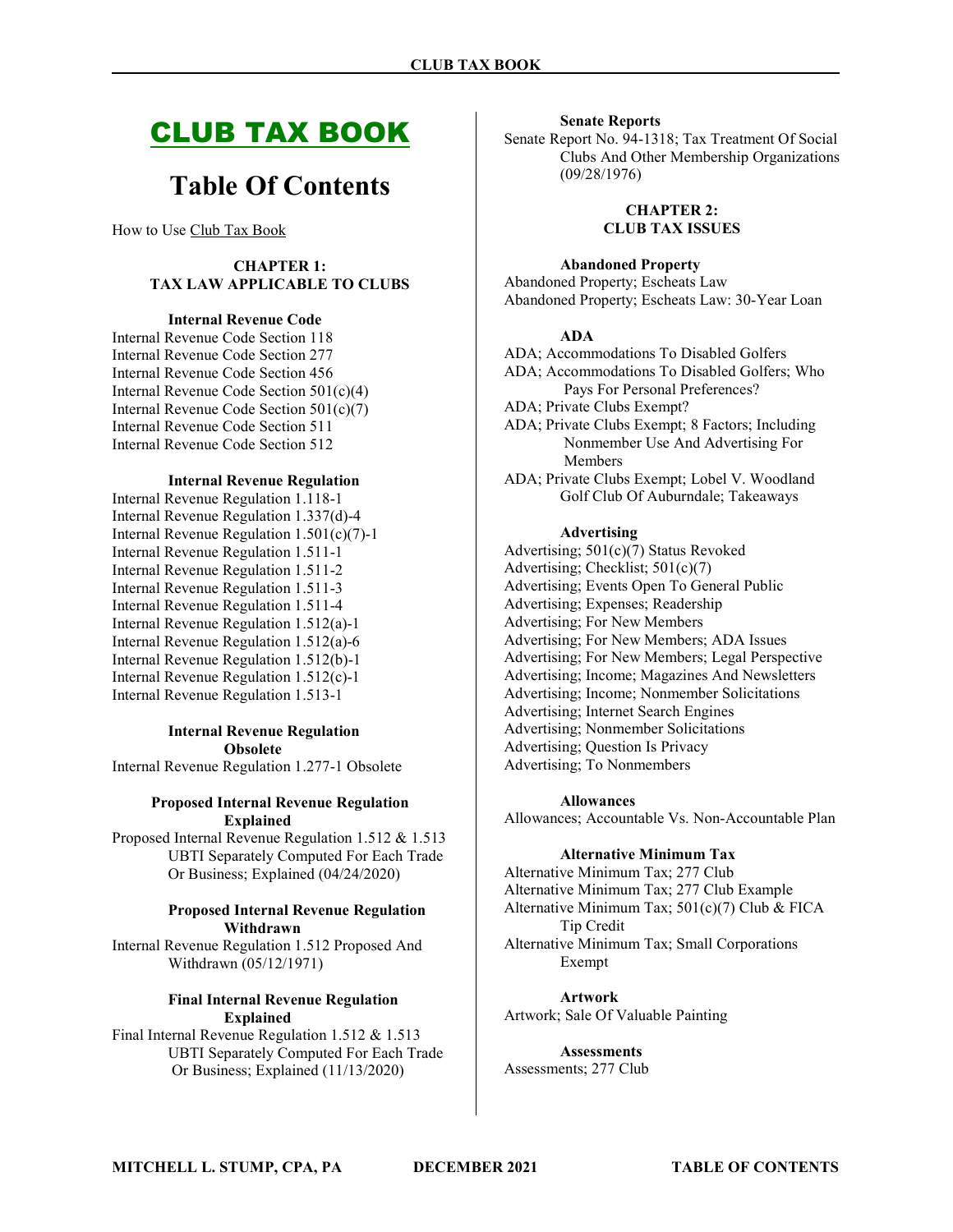# CLUB TAX BOOK

## Table Of Contents

How to Use Club Tax Book

### CHAPTER 1: TAX LAW APPLICABLE TO CLUBS

#### Internal Revenue Code

Internal Revenue Code Section 118
Internal Revenue Code Section 277
Internal Revenue Code Section 456
Internal Revenue Code Section 501(c)(4)
Internal Revenue Code Section 501(c)(7)
Internal Revenue Code Section 511
Internal Revenue Code Section 512

#### Internal Revenue Regulation

Internal Revenue Regulation 1.118-1
Internal Revenue Regulation 1.337(d)-4
Internal Revenue Regulation 1.501(c)(7)-1
Internal Revenue Regulation 1.511-1
Internal Revenue Regulation 1.511-2
Internal Revenue Regulation 1.511-3
Internal Revenue Regulation 1.511-4
Internal Revenue Regulation 1.512(a)-1
Internal Revenue Regulation 1.512(a)-6
Internal Revenue Regulation 1.512(b)-1
Internal Revenue Regulation 1.512(c)-1
Internal Revenue Regulation 1.513-1

#### Internal Revenue Regulation Obsolete

Internal Revenue Regulation 1.277-1 Obsolete

#### Proposed Internal Revenue Regulation Explained

Proposed Internal Revenue Regulation 1.512 & 1.513 UBTI Separately Computed For Each Trade Or Business; Explained (04/24/2020)

#### Proposed Internal Revenue Regulation Withdrawn

Internal Revenue Regulation 1.512 Proposed And Withdrawn (05/12/1971)

#### Final Internal Revenue Regulation Explained

Final Internal Revenue Regulation 1.512 & 1.513 UBTI Separately Computed For Each Trade Or Business; Explained (11/13/2020)

#### Senate Reports

Senate Report No. 94-1318; Tax Treatment Of Social Clubs And Other Membership Organizations (09/28/1976)

### CHAPTER 2: CLUB TAX ISSUES

#### Abandoned Property

Abandoned Property; Escheats Law
Abandoned Property; Escheats Law: 30-Year Loan

#### ADA

ADA; Accommodations To Disabled Golfers
ADA; Accommodations To Disabled Golfers; Who Pays For Personal Preferences?
ADA; Private Clubs Exempt?
ADA; Private Clubs Exempt; 8 Factors; Including Nonmember Use And Advertising For Members
ADA; Private Clubs Exempt; Lobel V. Woodland Golf Club Of Auburndale; Takeaways

#### Advertising

Advertising; 501(c)(7) Status Revoked
Advertising; Checklist; 501(c)(7)
Advertising; Events Open To General Public
Advertising; Expenses; Readership
Advertising; For New Members
Advertising; For New Members; ADA Issues
Advertising; For New Members; Legal Perspective
Advertising; Income; Magazines And Newsletters
Advertising; Income; Nonmember Solicitations
Advertising; Internet Search Engines
Advertising; Nonmember Solicitations
Advertising; Question Is Privacy
Advertising; To Nonmembers

#### Allowances

Allowances; Accountable Vs. Non-Accountable Plan

#### Alternative Minimum Tax

Alternative Minimum Tax; 277 Club
Alternative Minimum Tax; 277 Club Example
Alternative Minimum Tax; 501(c)(7) Club & FICA Tip Credit
Alternative Minimum Tax; Small Corporations Exempt

#### Artwork

Artwork; Sale Of Valuable Painting

#### Assessments

Assessments; 277 Club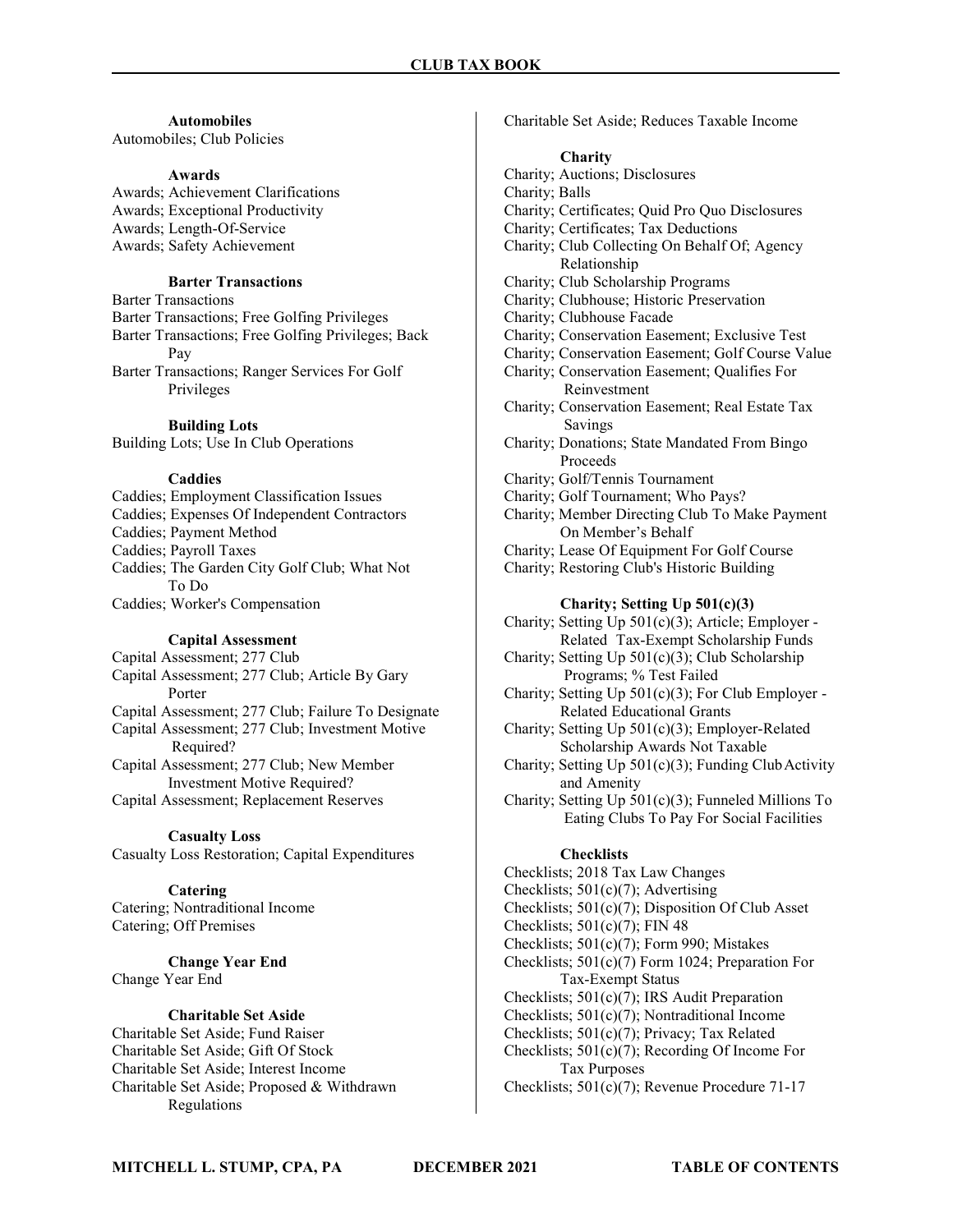### Automobiles

Automobiles; Club Policies

### Awards

Awards; Achievement Clarifications
Awards; Exceptional Productivity
Awards; Length-Of-Service
Awards; Safety Achievement

### Barter Transactions

Barter Transactions
Barter Transactions; Free Golfing Privileges
Barter Transactions; Free Golfing Privileges; Back Pay
Barter Transactions; Ranger Services For Golf Privileges

### Building Lots

Building Lots; Use In Club Operations

### Caddies

Caddies; Employment Classification Issues
Caddies; Expenses Of Independent Contractors
Caddies; Payment Method
Caddies; Payroll Taxes
Caddies; The Garden City Golf Club; What Not To Do
Caddies; Worker's Compensation

### Capital Assessment

Capital Assessment; 277 Club
Capital Assessment; 277 Club; Article By Gary Porter
Capital Assessment; 277 Club; Failure To Designate
Capital Assessment; 277 Club; Investment Motive Required?
Capital Assessment; 277 Club; New Member Investment Motive Required?
Capital Assessment; Replacement Reserves

### Casualty Loss

Casualty Loss Restoration; Capital Expenditures

### Catering

Catering; Nontraditional Income
Catering; Off Premises

### Change Year End

Change Year End

### Charitable Set Aside

Charitable Set Aside; Fund Raiser
Charitable Set Aside; Gift Of Stock
Charitable Set Aside; Interest Income
Charitable Set Aside; Proposed & Withdrawn Regulations
Charitable Set Aside; Reduces Taxable Income

### Charity

Charity; Auctions; Disclosures
Charity; Balls
Charity; Certificates; Quid Pro Quo Disclosures
Charity; Certificates; Tax Deductions
Charity; Club Collecting On Behalf Of; Agency Relationship
Charity; Club Scholarship Programs
Charity; Clubhouse; Historic Preservation
Charity; Clubhouse Facade
Charity; Conservation Easement; Exclusive Test
Charity; Conservation Easement; Golf Course Value
Charity; Conservation Easement; Qualifies For Reinvestment
Charity; Conservation Easement; Real Estate Tax Savings
Charity; Donations; State Mandated From Bingo Proceeds
Charity; Golf/Tennis Tournament
Charity; Golf Tournament; Who Pays?
Charity; Member Directing Club To Make Payment On Member's Behalf
Charity; Lease Of Equipment For Golf Course
Charity; Restoring Club's Historic Building

### Charity; Setting Up 501(c)(3)

Charity; Setting Up 501(c)(3); Article; Employer - Related Tax-Exempt Scholarship Funds
Charity; Setting Up 501(c)(3); Club Scholarship Programs; % Test Failed
Charity; Setting Up 501(c)(3); For Club Employer - Related Educational Grants
Charity; Setting Up 501(c)(3); Employer-Related Scholarship Awards Not Taxable
Charity; Setting Up 501(c)(3); Funding Club Activity and Amenity
Charity; Setting Up 501(c)(3); Funneled Millions To Eating Clubs To Pay For Social Facilities

### Checklists

Checklists; 2018 Tax Law Changes
Checklists; 501(c)(7); Advertising
Checklists; 501(c)(7); Disposition Of Club Asset
Checklists; 501(c)(7); FIN 48
Checklists; 501(c)(7); Form 990; Mistakes
Checklists; 501(c)(7) Form 1024; Preparation For Tax-Exempt Status
Checklists; 501(c)(7); IRS Audit Preparation
Checklists; 501(c)(7); Nontraditional Income
Checklists; 501(c)(7); Privacy; Tax Related
Checklists; 501(c)(7); Recording Of Income For Tax Purposes
Checklists; 501(c)(7); Revenue Procedure 71-17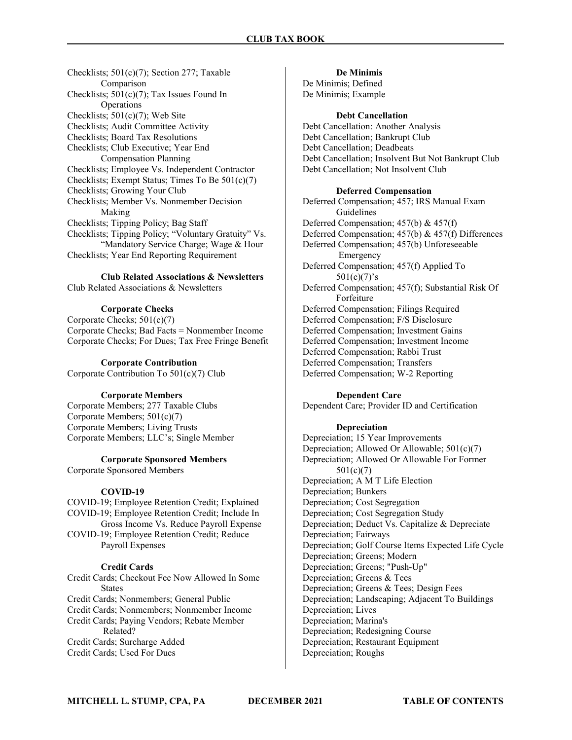Checklists; 501(c)(7); Section 277; Taxable Comparison
Checklists; 501(c)(7); Tax Issues Found In Operations
Checklists; 501(c)(7); Web Site
Checklists; Audit Committee Activity
Checklists; Board Tax Resolutions
Checklists; Club Executive; Year End Compensation Planning
Checklists; Employee Vs. Independent Contractor
Checklists; Exempt Status; Times To Be 501(c)(7)
Checklists; Growing Your Club
Checklists; Member Vs. Nonmember Decision Making
Checklists; Tipping Policy; Bag Staff
Checklists; Tipping Policy; "Voluntary Gratuity" Vs. "Mandatory Service Charge; Wage & Hour
Checklists; Year End Reporting Requirement

**Club Related Associations & Newsletters**

Club Related Associations & Newsletters

**Corporate Checks**

Corporate Checks; 501(c)(7)
Corporate Checks; Bad Facts = Nonmember Income
Corporate Checks; For Dues; Tax Free Fringe Benefit

**Corporate Contribution**

Corporate Contribution To 501(c)(7) Club

**Corporate Members**

Corporate Members; 277 Taxable Clubs
Corporate Members; 501(c)(7)
Corporate Members; Living Trusts
Corporate Members; LLC's; Single Member

**Corporate Sponsored Members**

Corporate Sponsored Members

**COVID-19**

COVID-19; Employee Retention Credit; Explained
COVID-19; Employee Retention Credit; Include In Gross Income Vs. Reduce Payroll Expense
COVID-19; Employee Retention Credit; Reduce Payroll Expenses

**Credit Cards**

Credit Cards; Checkout Fee Now Allowed In Some States
Credit Cards; Nonmembers; General Public
Credit Cards; Nonmembers; Nonmember Income
Credit Cards; Paying Vendors; Rebate Member Related?
Credit Cards; Surcharge Added
Credit Cards; Used For Dues

**De Minimis**

De Minimis; Defined
De Minimis; Example

**Debt Cancellation**

Debt Cancellation: Another Analysis
Debt Cancellation; Bankrupt Club
Debt Cancellation; Deadbeats
Debt Cancellation; Insolvent But Not Bankrupt Club
Debt Cancellation; Not Insolvent Club

**Deferred Compensation**

Deferred Compensation; 457; IRS Manual Exam Guidelines
Deferred Compensation; 457(b) & 457(f)
Deferred Compensation; 457(b) & 457(f) Differences
Deferred Compensation; 457(b) Unforeseeable Emergency
Deferred Compensation; 457(f) Applied To 501(c)(7)'s
Deferred Compensation; 457(f); Substantial Risk Of Forfeiture
Deferred Compensation; Filings Required
Deferred Compensation; F/S Disclosure
Deferred Compensation; Investment Gains
Deferred Compensation; Investment Income
Deferred Compensation; Rabbi Trust
Deferred Compensation; Transfers
Deferred Compensation; W-2 Reporting

**Dependent Care**

Dependent Care; Provider ID and Certification

**Depreciation**

Depreciation; 15 Year Improvements
Depreciation; Allowed Or Allowable; 501(c)(7)
Depreciation; Allowed Or Allowable For Former 501(c)(7)
Depreciation; A M T Life Election
Depreciation; Bunkers
Depreciation; Cost Segregation
Depreciation; Cost Segregation Study
Depreciation; Deduct Vs. Capitalize & Depreciate
Depreciation; Fairways
Depreciation; Golf Course Items Expected Life Cycle
Depreciation; Greens; Modern
Depreciation; Greens; "Push-Up"
Depreciation; Greens & Tees
Depreciation; Greens & Tees; Design Fees
Depreciation; Landscaping; Adjacent To Buildings
Depreciation; Lives
Depreciation; Marina's
Depreciation; Redesigning Course
Depreciation; Restaurant Equipment
Depreciation; Roughs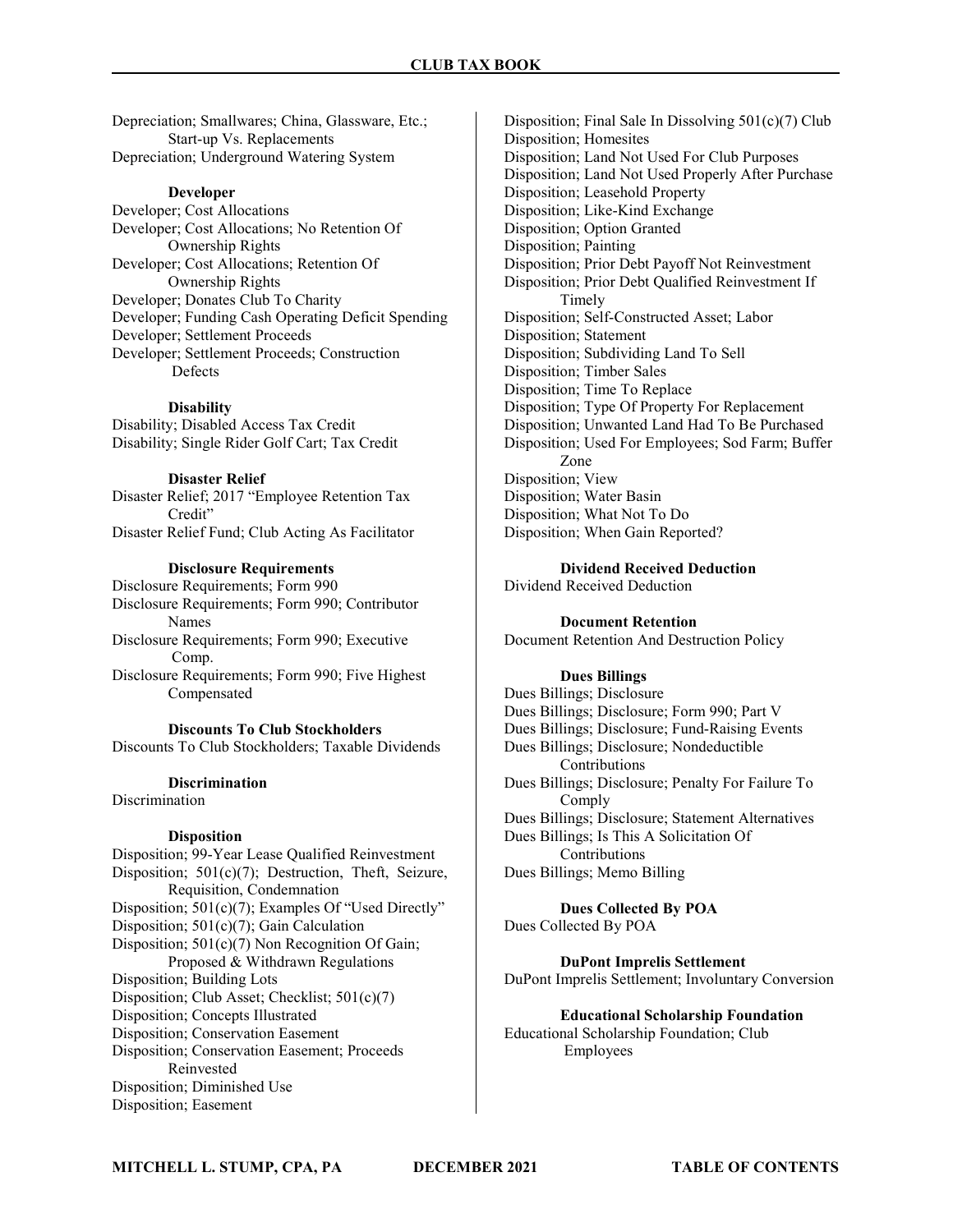Depreciation; Smallwares; China, Glassware, Etc.; Start-up Vs. Replacements
Depreciation; Underground Watering System

**Developer**

Developer; Cost Allocations
Developer; Cost Allocations; No Retention Of Ownership Rights
Developer; Cost Allocations; Retention Of Ownership Rights
Developer; Donates Club To Charity
Developer; Funding Cash Operating Deficit Spending
Developer; Settlement Proceeds
Developer; Settlement Proceeds; Construction Defects

**Disability**

Disability; Disabled Access Tax Credit
Disability; Single Rider Golf Cart; Tax Credit

**Disaster Relief**

Disaster Relief; 2017 "Employee Retention Tax Credit"
Disaster Relief Fund; Club Acting As Facilitator

**Disclosure Requirements**

Disclosure Requirements; Form 990
Disclosure Requirements; Form 990; Contributor Names
Disclosure Requirements; Form 990; Executive Comp.
Disclosure Requirements; Form 990; Five Highest Compensated

**Discounts To Club Stockholders**

Discounts To Club Stockholders; Taxable Dividends

**Discrimination**

Discrimination

**Disposition**

Disposition; 99-Year Lease Qualified Reinvestment
Disposition; 501(c)(7); Destruction, Theft, Seizure, Requisition, Condemnation
Disposition; 501(c)(7); Examples Of "Used Directly"
Disposition; 501(c)(7); Gain Calculation
Disposition; 501(c)(7) Non Recognition Of Gain; Proposed & Withdrawn Regulations
Disposition; Building Lots
Disposition; Club Asset; Checklist; 501(c)(7)
Disposition; Concepts Illustrated
Disposition; Conservation Easement
Disposition; Conservation Easement; Proceeds Reinvested
Disposition; Diminished Use
Disposition; Easement
Disposition; Final Sale In Dissolving 501(c)(7) Club
Disposition; Homesites
Disposition; Land Not Used For Club Purposes
Disposition; Land Not Used Properly After Purchase
Disposition; Leasehold Property
Disposition; Like-Kind Exchange
Disposition; Option Granted
Disposition; Painting
Disposition; Prior Debt Payoff Not Reinvestment
Disposition; Prior Debt Qualified Reinvestment If Timely
Disposition; Self-Constructed Asset; Labor
Disposition; Statement
Disposition; Subdividing Land To Sell
Disposition; Timber Sales
Disposition; Time To Replace
Disposition; Type Of Property For Replacement
Disposition; Unwanted Land Had To Be Purchased
Disposition; Used For Employees; Sod Farm; Buffer Zone
Disposition; View
Disposition; Water Basin
Disposition; What Not To Do
Disposition; When Gain Reported?

**Dividend Received Deduction**

Dividend Received Deduction

**Document Retention**

Document Retention And Destruction Policy

**Dues Billings**

Dues Billings; Disclosure
Dues Billings; Disclosure; Form 990; Part V
Dues Billings; Disclosure; Fund-Raising Events
Dues Billings; Disclosure; Nondeductible Contributions
Dues Billings; Disclosure; Penalty For Failure To Comply
Dues Billings; Disclosure; Statement Alternatives
Dues Billings; Is This A Solicitation Of Contributions
Dues Billings; Memo Billing

**Dues Collected By POA**

Dues Collected By POA

**DuPont Imprelis Settlement**

DuPont Imprelis Settlement; Involuntary Conversion

**Educational Scholarship Foundation**

Educational Scholarship Foundation; Club Employees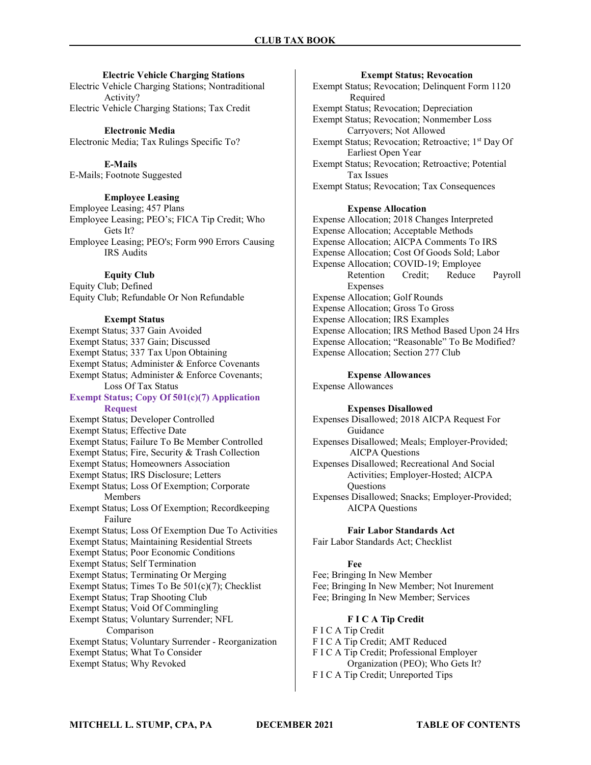### Electric Vehicle Charging Stations

Electric Vehicle Charging Stations; Nontraditional Activity?
Electric Vehicle Charging Stations; Tax Credit

### Electronic Media

Electronic Media; Tax Rulings Specific To?

### E-Mails

E-Mails; Footnote Suggested

### Employee Leasing

Employee Leasing; 457 Plans
Employee Leasing; PEO's; FICA Tip Credit; Who Gets It?
Employee Leasing; PEO's; Form 990 Errors Causing IRS Audits

### Equity Club

Equity Club; Defined
Equity Club; Refundable Or Non Refundable

### Exempt Status

Exempt Status; 337 Gain Avoided
Exempt Status; 337 Gain; Discussed
Exempt Status; 337 Tax Upon Obtaining
Exempt Status; Administer & Enforce Covenants
Exempt Status; Administer & Enforce Covenants; Loss Of Tax Status
**Exempt Status; Copy Of 501(c)(7) Application Request**
Exempt Status; Developer Controlled
Exempt Status; Effective Date
Exempt Status; Failure To Be Member Controlled
Exempt Status; Fire, Security & Trash Collection
Exempt Status; Homeowners Association
Exempt Status; IRS Disclosure; Letters
Exempt Status; Loss Of Exemption; Corporate Members
Exempt Status; Loss Of Exemption; Recordkeeping Failure
Exempt Status; Loss Of Exemption Due To Activities
Exempt Status; Maintaining Residential Streets
Exempt Status; Poor Economic Conditions
Exempt Status; Self Termination
Exempt Status; Terminating Or Merging
Exempt Status; Times To Be 501(c)(7); Checklist
Exempt Status; Trap Shooting Club
Exempt Status; Void Of Commingling
Exempt Status; Voluntary Surrender; NFL Comparison
Exempt Status; Voluntary Surrender - Reorganization
Exempt Status; What To Consider
Exempt Status; Why Revoked

### Exempt Status; Revocation

Exempt Status; Revocation; Delinquent Form 1120 Required
Exempt Status; Revocation; Depreciation
Exempt Status; Revocation; Nonmember Loss Carryovers; Not Allowed
Exempt Status; Revocation; Retroactive; 1st Day Of Earliest Open Year
Exempt Status; Revocation; Retroactive; Potential Tax Issues
Exempt Status; Revocation; Tax Consequences

### Expense Allocation

Expense Allocation; 2018 Changes Interpreted
Expense Allocation; Acceptable Methods
Expense Allocation; AICPA Comments To IRS
Expense Allocation; Cost Of Goods Sold; Labor
Expense Allocation; COVID-19; Employee Retention Credit; Reduce Payroll Expenses
Expense Allocation; Golf Rounds
Expense Allocation; Gross To Gross
Expense Allocation; IRS Examples
Expense Allocation; IRS Method Based Upon 24 Hrs
Expense Allocation; "Reasonable" To Be Modified?
Expense Allocation; Section 277 Club

### Expense Allowances

Expense Allowances

### Expenses Disallowed

Expenses Disallowed; 2018 AICPA Request For Guidance
Expenses Disallowed; Meals; Employer-Provided; AICPA Questions
Expenses Disallowed; Recreational And Social Activities; Employer-Hosted; AICPA Questions
Expenses Disallowed; Snacks; Employer-Provided; AICPA Questions

### Fair Labor Standards Act

Fair Labor Standards Act; Checklist

### Fee

Fee; Bringing In New Member
Fee; Bringing In New Member; Not Inurement
Fee; Bringing In New Member; Services

### F I C A Tip Credit

F I C A Tip Credit
F I C A Tip Credit; AMT Reduced
F I C A Tip Credit; Professional Employer Organization (PEO); Who Gets It?
F I C A Tip Credit; Unreported Tips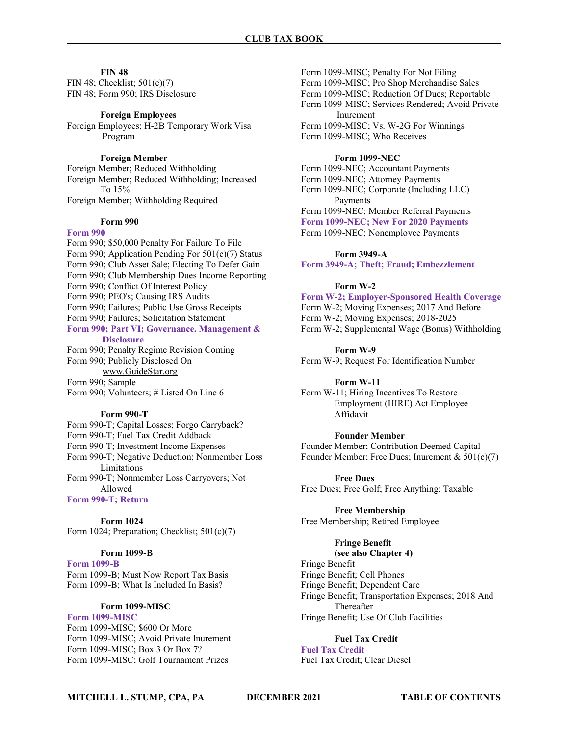**FIN 48**

FIN 48; Checklist; 501(c)(7)
FIN 48; Form 990; IRS Disclosure

**Foreign Employees**

Foreign Employees; H-2B Temporary Work Visa Program

**Foreign Member**

Foreign Member; Reduced Withholding
Foreign Member; Reduced Withholding; Increased To 15%
Foreign Member; Withholding Required

**Form 990**

**Form 990**
Form 990; $50,000 Penalty For Failure To File
Form 990; Application Pending For 501(c)(7) Status
Form 990; Club Asset Sale; Electing To Defer Gain
Form 990; Club Membership Dues Income Reporting
Form 990; Conflict Of Interest Policy
Form 990; PEO's; Causing IRS Audits
Form 990; Failures; Public Use Gross Receipts
Form 990; Failures; Solicitation Statement
**Form 990; Part VI; Governance. Management & Disclosure**
Form 990; Penalty Regime Revision Coming
Form 990; Publicly Disclosed On www.GuideStar.org
Form 990; Sample
Form 990; Volunteers; # Listed On Line 6

**Form 990-T**

Form 990-T; Capital Losses; Forgo Carryback?
Form 990-T; Fuel Tax Credit Addback
Form 990-T; Investment Income Expenses
Form 990-T; Negative Deduction; Nonmember Loss Limitations
Form 990-T; Nonmember Loss Carryovers; Not Allowed
**Form 990-T; Return**

**Form 1024**

Form 1024; Preparation; Checklist; 501(c)(7)

**Form 1099-B**

**Form 1099-B**
Form 1099-B; Must Now Report Tax Basis
Form 1099-B; What Is Included In Basis?

**Form 1099-MISC**

**Form 1099-MISC**
Form 1099-MISC; $600 Or More
Form 1099-MISC; Avoid Private Inurement
Form 1099-MISC; Box 3 Or Box 7?
Form 1099-MISC; Golf Tournament Prizes
Form 1099-MISC; Penalty For Not Filing
Form 1099-MISC; Pro Shop Merchandise Sales
Form 1099-MISC; Reduction Of Dues; Reportable
Form 1099-MISC; Services Rendered; Avoid Private Inurement
Form 1099-MISC; Vs. W-2G For Winnings
Form 1099-MISC; Who Receives

**Form 1099-NEC**

Form 1099-NEC; Accountant Payments
Form 1099-NEC; Attorney Payments
Form 1099-NEC; Corporate (Including LLC) Payments
Form 1099-NEC; Member Referral Payments
**Form 1099-NEC; New For 2020 Payments**
Form 1099-NEC; Nonemployee Payments

**Form 3949-A**

**Form 3949-A; Theft; Fraud; Embezzlement**

**Form W-2**

**Form W-2; Employer-Sponsored Health Coverage**
Form W-2; Moving Expenses; 2017 And Before
Form W-2; Moving Expenses; 2018-2025
Form W-2; Supplemental Wage (Bonus) Withholding

**Form W-9**

Form W-9; Request For Identification Number

**Form W-11**

Form W-11; Hiring Incentives To Restore Employment (HIRE) Act Employee Affidavit

**Founder Member**

Founder Member; Contribution Deemed Capital
Founder Member; Free Dues; Inurement & 501(c)(7)

**Free Dues**

Free Dues; Free Golf; Free Anything; Taxable

**Free Membership**

Free Membership; Retired Employee

**Fringe Benefit**
**(see also Chapter 4)**

Fringe Benefit
Fringe Benefit; Cell Phones
Fringe Benefit; Dependent Care
Fringe Benefit; Transportation Expenses; 2018 And Thereafter
Fringe Benefit; Use Of Club Facilities

**Fuel Tax Credit**

**Fuel Tax Credit**
Fuel Tax Credit; Clear Diesel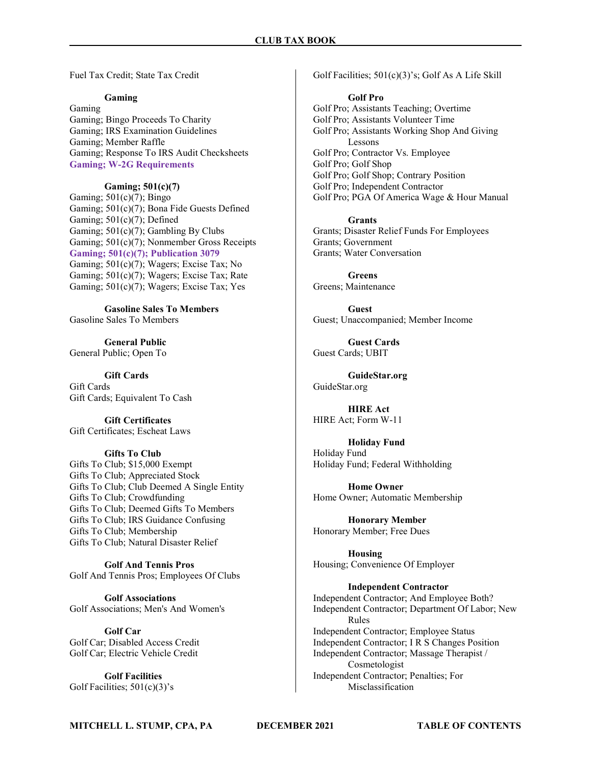Fuel Tax Credit; State Tax Credit

**Gaming**

Gaming
Gaming; Bingo Proceeds To Charity
Gaming; IRS Examination Guidelines
Gaming; Member Raffle
Gaming; Response To IRS Audit Checksheets
**Gaming; W-2G Requirements**

**Gaming; 501(c)(7)**

Gaming; 501(c)(7); Bingo
Gaming; 501(c)(7); Bona Fide Guests Defined
Gaming; 501(c)(7); Defined
Gaming; 501(c)(7); Gambling By Clubs
Gaming; 501(c)(7); Nonmember Gross Receipts
**Gaming; 501(c)(7); Publication 3079**
Gaming; 501(c)(7); Wagers; Excise Tax; No
Gaming; 501(c)(7); Wagers; Excise Tax; Rate
Gaming; 501(c)(7); Wagers; Excise Tax; Yes

**Gasoline Sales To Members**

Gasoline Sales To Members

**General Public**

General Public; Open To

**Gift Cards**

Gift Cards
Gift Cards; Equivalent To Cash

**Gift Certificates**

Gift Certificates; Escheat Laws

**Gifts To Club**

Gifts To Club; $15,000 Exempt
Gifts To Club; Appreciated Stock
Gifts To Club; Club Deemed A Single Entity
Gifts To Club; Crowdfunding
Gifts To Club; Deemed Gifts To Members
Gifts To Club; IRS Guidance Confusing
Gifts To Club; Membership
Gifts To Club; Natural Disaster Relief

**Golf And Tennis Pros**

Golf And Tennis Pros; Employees Of Clubs

**Golf Associations**

Golf Associations; Men's And Women's

**Golf Car**

Golf Car; Disabled Access Credit
Golf Car; Electric Vehicle Credit

**Golf Facilities**

Golf Facilities; 501(c)(3)'s
Golf Facilities; 501(c)(3)'s; Golf As A Life Skill

**Golf Pro**

Golf Pro; Assistants Teaching; Overtime
Golf Pro; Assistants Volunteer Time
Golf Pro; Assistants Working Shop And Giving Lessons
Golf Pro; Contractor Vs. Employee
Golf Pro; Golf Shop
Golf Pro; Golf Shop; Contrary Position
Golf Pro; Independent Contractor
Golf Pro; PGA Of America Wage & Hour Manual

**Grants**

Grants; Disaster Relief Funds For Employees
Grants; Government
Grants; Water Conversation

**Greens**

Greens; Maintenance

**Guest**

Guest; Unaccompanied; Member Income

**Guest Cards**

Guest Cards; UBIT

**GuideStar.org**

GuideStar.org

**HIRE Act**

HIRE Act; Form W-11

**Holiday Fund**

Holiday Fund
Holiday Fund; Federal Withholding

**Home Owner**

Home Owner; Automatic Membership

**Honorary Member**

Honorary Member; Free Dues

**Housing**

Housing; Convenience Of Employer

**Independent Contractor**

Independent Contractor; And Employee Both?
Independent Contractor; Department Of Labor; New Rules
Independent Contractor; Employee Status
Independent Contractor; I R S Changes Position
Independent Contractor; Massage Therapist / Cosmetologist
Independent Contractor; Penalties; For Misclassification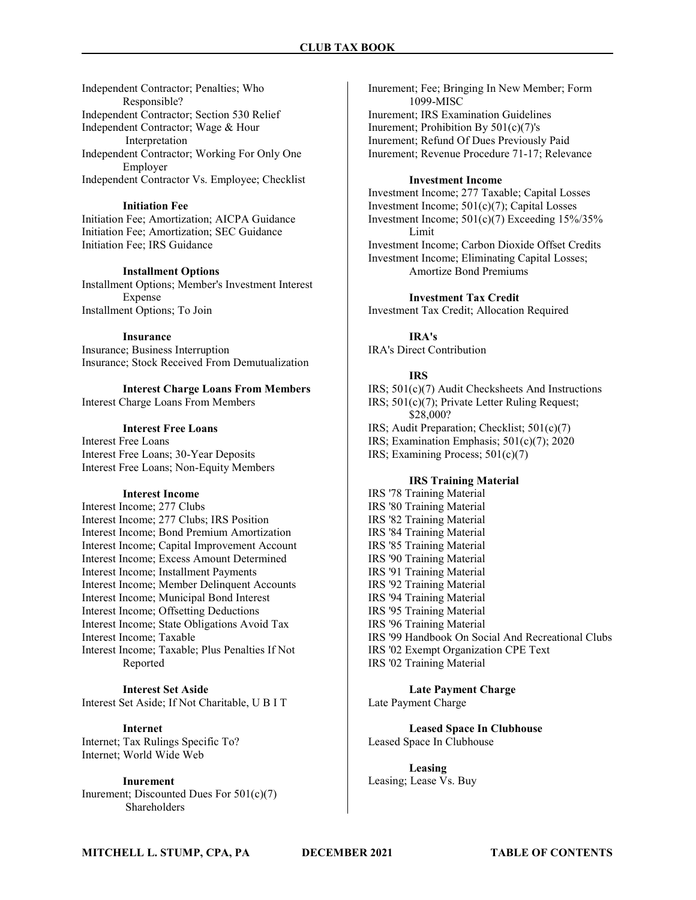Independent Contractor; Penalties; Who Responsible?
Independent Contractor; Section 530 Relief
Independent Contractor; Wage & Hour Interpretation
Independent Contractor; Working For Only One Employer
Independent Contractor Vs. Employee; Checklist

**Initiation Fee**

Initiation Fee; Amortization; AICPA Guidance
Initiation Fee; Amortization; SEC Guidance
Initiation Fee; IRS Guidance

**Installment Options**

Installment Options; Member's Investment Interest Expense
Installment Options; To Join

**Insurance**

Insurance; Business Interruption
Insurance; Stock Received From Demutualization

**Interest Charge Loans From Members**

Interest Charge Loans From Members

**Interest Free Loans**

Interest Free Loans
Interest Free Loans; 30-Year Deposits
Interest Free Loans; Non-Equity Members

**Interest Income**

Interest Income; 277 Clubs
Interest Income; 277 Clubs; IRS Position
Interest Income; Bond Premium Amortization
Interest Income; Capital Improvement Account
Interest Income; Excess Amount Determined
Interest Income; Installment Payments
Interest Income; Member Delinquent Accounts
Interest Income; Municipal Bond Interest
Interest Income; Offsetting Deductions
Interest Income; State Obligations Avoid Tax
Interest Income; Taxable
Interest Income; Taxable; Plus Penalties If Not Reported

**Interest Set Aside**

Interest Set Aside; If Not Charitable, U B I T

**Internet**

Internet; Tax Rulings Specific To?
Internet; World Wide Web

**Inurement**

Inurement; Discounted Dues For 501(c)(7) Shareholders
Inurement; Fee; Bringing In New Member; Form 1099-MISC
Inurement; IRS Examination Guidelines
Inurement; Prohibition By 501(c)(7)'s
Inurement; Refund Of Dues Previously Paid
Inurement; Revenue Procedure 71-17; Relevance

**Investment Income**

Investment Income; 277 Taxable; Capital Losses
Investment Income; 501(c)(7); Capital Losses
Investment Income; 501(c)(7) Exceeding 15%/35% Limit
Investment Income; Carbon Dioxide Offset Credits
Investment Income; Eliminating Capital Losses; Amortize Bond Premiums

**Investment Tax Credit**

Investment Tax Credit; Allocation Required

**IRA's**

IRA's Direct Contribution

**IRS**

IRS; 501(c)(7) Audit Checksheets And Instructions
IRS; 501(c)(7); Private Letter Ruling Request; $28,000?
IRS; Audit Preparation; Checklist; 501(c)(7)
IRS; Examination Emphasis; 501(c)(7); 2020
IRS; Examining Process; 501(c)(7)

**IRS Training Material**

IRS '78 Training Material
IRS '80 Training Material
IRS '82 Training Material
IRS '84 Training Material
IRS '85 Training Material
IRS '90 Training Material
IRS '91 Training Material
IRS '92 Training Material
IRS '94 Training Material
IRS '95 Training Material
IRS '96 Training Material
IRS '99 Handbook On Social And Recreational Clubs
IRS '02 Exempt Organization CPE Text
IRS '02 Training Material

**Late Payment Charge**

Late Payment Charge

**Leased Space In Clubhouse**

Leased Space In Clubhouse

**Leasing**

Leasing; Lease Vs. Buy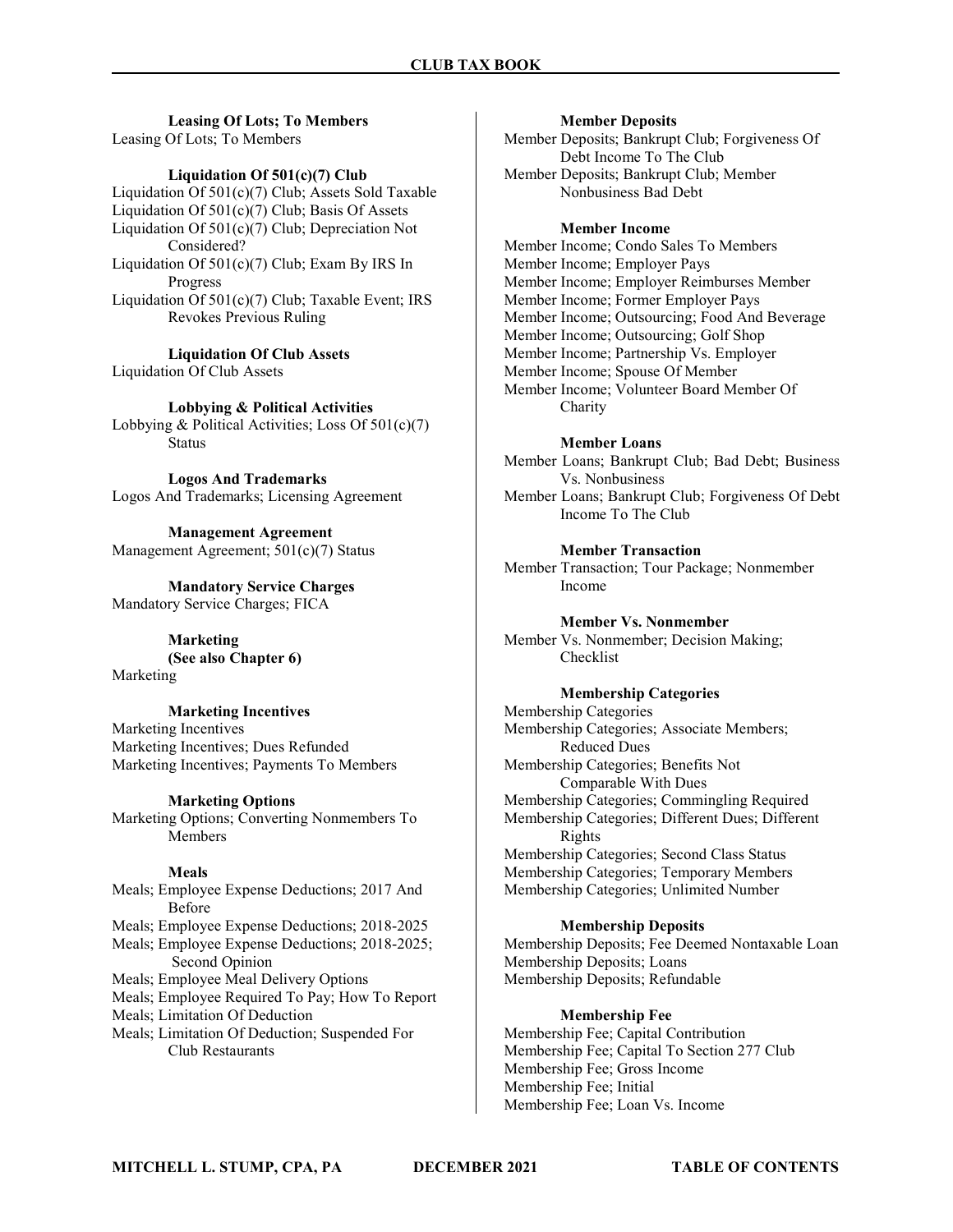**Leasing Of Lots; To Members**

Leasing Of Lots; To Members

**Liquidation Of 501(c)(7) Club**

Liquidation Of 501(c)(7) Club; Assets Sold Taxable
Liquidation Of 501(c)(7) Club; Basis Of Assets
Liquidation Of 501(c)(7) Club; Depreciation Not Considered?
Liquidation Of 501(c)(7) Club; Exam By IRS In Progress
Liquidation Of 501(c)(7) Club; Taxable Event; IRS Revokes Previous Ruling

**Liquidation Of Club Assets**

Liquidation Of Club Assets

**Lobbying & Political Activities**

Lobbying & Political Activities; Loss Of 501(c)(7) Status

**Logos And Trademarks**

Logos And Trademarks; Licensing Agreement

**Management Agreement**

Management Agreement; 501(c)(7) Status

**Mandatory Service Charges**

Mandatory Service Charges; FICA

**Marketing**
**(See also Chapter 6)**

Marketing

**Marketing Incentives**

Marketing Incentives
Marketing Incentives; Dues Refunded
Marketing Incentives; Payments To Members

**Marketing Options**

Marketing Options; Converting Nonmembers To Members

**Meals**

Meals; Employee Expense Deductions; 2017 And Before
Meals; Employee Expense Deductions; 2018-2025
Meals; Employee Expense Deductions; 2018-2025; Second Opinion
Meals; Employee Meal Delivery Options
Meals; Employee Required To Pay; How To Report
Meals; Limitation Of Deduction
Meals; Limitation Of Deduction; Suspended For Club Restaurants

**Member Deposits**

Member Deposits; Bankrupt Club; Forgiveness Of Debt Income To The Club
Member Deposits; Bankrupt Club; Member Nonbusiness Bad Debt

**Member Income**

Member Income; Condo Sales To Members
Member Income; Employer Pays
Member Income; Employer Reimburses Member
Member Income; Former Employer Pays
Member Income; Outsourcing; Food And Beverage
Member Income; Outsourcing; Golf Shop
Member Income; Partnership Vs. Employer
Member Income; Spouse Of Member
Member Income; Volunteer Board Member Of Charity

**Member Loans**

Member Loans; Bankrupt Club; Bad Debt; Business Vs. Nonbusiness
Member Loans; Bankrupt Club; Forgiveness Of Debt Income To The Club

**Member Transaction**

Member Transaction; Tour Package; Nonmember Income

**Member Vs. Nonmember**

Member Vs. Nonmember; Decision Making; Checklist

**Membership Categories**

Membership Categories
Membership Categories; Associate Members; Reduced Dues
Membership Categories; Benefits Not Comparable With Dues
Membership Categories; Commingling Required
Membership Categories; Different Dues; Different Rights
Membership Categories; Second Class Status
Membership Categories; Temporary Members
Membership Categories; Unlimited Number

**Membership Deposits**

Membership Deposits; Fee Deemed Nontaxable Loan
Membership Deposits; Loans
Membership Deposits; Refundable

**Membership Fee**

Membership Fee; Capital Contribution
Membership Fee; Capital To Section 277 Club
Membership Fee; Gross Income
Membership Fee; Initial
Membership Fee; Loan Vs. Income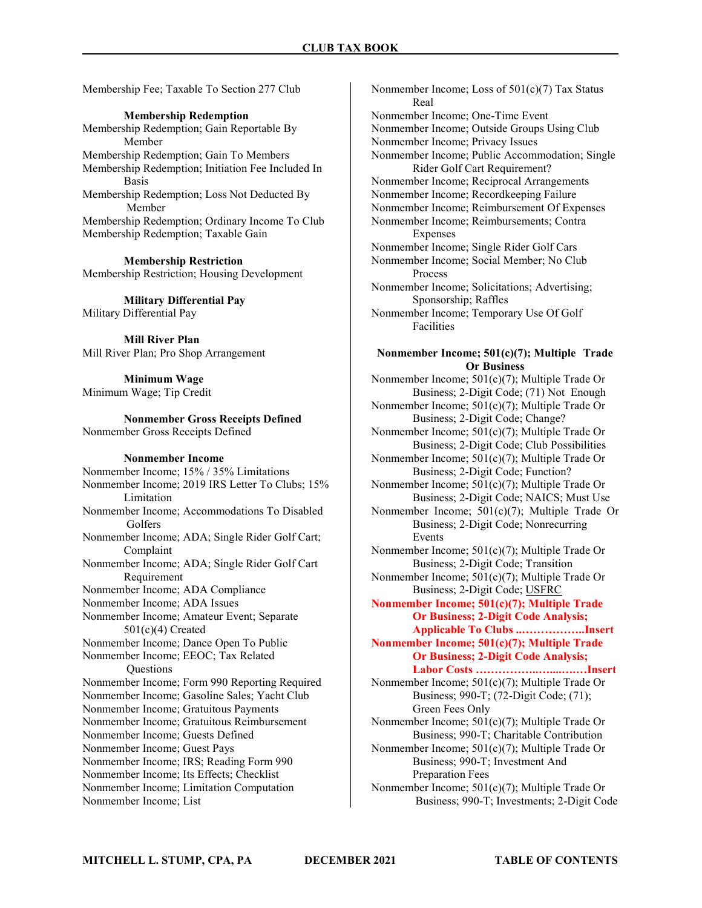Membership Fee; Taxable To Section 277 Club

**Membership Redemption**

Membership Redemption; Gain Reportable By Member
Membership Redemption; Gain To Members
Membership Redemption; Initiation Fee Included In Basis
Membership Redemption; Loss Not Deducted By Member
Membership Redemption; Ordinary Income To Club
Membership Redemption; Taxable Gain

**Membership Restriction**

Membership Restriction; Housing Development

**Military Differential Pay**

Military Differential Pay

**Mill River Plan**

Mill River Plan; Pro Shop Arrangement

**Minimum Wage**

Minimum Wage; Tip Credit

**Nonmember Gross Receipts Defined**

Nonmember Gross Receipts Defined

**Nonmember Income**

Nonmember Income; 15% / 35% Limitations
Nonmember Income; 2019 IRS Letter To Clubs; 15% Limitation
Nonmember Income; Accommodations To Disabled Golfers
Nonmember Income; ADA; Single Rider Golf Cart; Complaint
Nonmember Income; ADA; Single Rider Golf Cart Requirement
Nonmember Income; ADA Compliance
Nonmember Income; ADA Issues
Nonmember Income; Amateur Event; Separate 501(c)(4) Created
Nonmember Income; Dance Open To Public
Nonmember Income; EEOC; Tax Related Questions
Nonmember Income; Form 990 Reporting Required
Nonmember Income; Gasoline Sales; Yacht Club
Nonmember Income; Gratuitous Payments
Nonmember Income; Gratuitous Reimbursement
Nonmember Income; Guests Defined
Nonmember Income; Guest Pays
Nonmember Income; IRS; Reading Form 990
Nonmember Income; Its Effects; Checklist
Nonmember Income; Limitation Computation
Nonmember Income; List
Nonmember Income; Loss of 501(c)(7) Tax Status Real
Nonmember Income; One-Time Event
Nonmember Income; Outside Groups Using Club
Nonmember Income; Privacy Issues
Nonmember Income; Public Accommodation; Single Rider Golf Cart Requirement?
Nonmember Income; Reciprocal Arrangements
Nonmember Income; Recordkeeping Failure
Nonmember Income; Reimbursement Of Expenses
Nonmember Income; Reimbursements; Contra Expenses
Nonmember Income; Single Rider Golf Cars
Nonmember Income; Social Member; No Club Process
Nonmember Income; Solicitations; Advertising; Sponsorship; Raffles
Nonmember Income; Temporary Use Of Golf Facilities

**Nonmember Income; 501(c)(7); Multiple Trade Or Business**

Nonmember Income; 501(c)(7); Multiple Trade Or Business; 2-Digit Code; (71) Not Enough
Nonmember Income; 501(c)(7); Multiple Trade Or Business; 2-Digit Code; Change?
Nonmember Income; 501(c)(7); Multiple Trade Or Business; 2-Digit Code; Club Possibilities
Nonmember Income; 501(c)(7); Multiple Trade Or Business; 2-Digit Code; Function?
Nonmember Income; 501(c)(7); Multiple Trade Or Business; 2-Digit Code; NAICS; Must Use
Nonmember Income; 501(c)(7); Multiple Trade Or Business; 2-Digit Code; Nonrecurring Events
Nonmember Income; 501(c)(7); Multiple Trade Or Business; 2-Digit Code; Transition
Nonmember Income; 501(c)(7); Multiple Trade Or Business; 2-Digit Code; USFRC
**Nonmember Income; 501(c)(7); Multiple Trade Or Business; 2-Digit Code Analysis; Applicable To Clubs ..……………..Insert**
**Nonmember Income; 501(c)(7); Multiple Trade Or Business; 2-Digit Code Analysis; Labor Costs ……………..…...……Insert**
Nonmember Income; 501(c)(7); Multiple Trade Or Business; 990-T; (72-Digit Code; (71); Green Fees Only
Nonmember Income; 501(c)(7); Multiple Trade Or Business; 990-T; Charitable Contribution
Nonmember Income; 501(c)(7); Multiple Trade Or Business; 990-T; Investment And Preparation Fees
Nonmember Income; 501(c)(7); Multiple Trade Or Business; 990-T; Investments; 2-Digit Code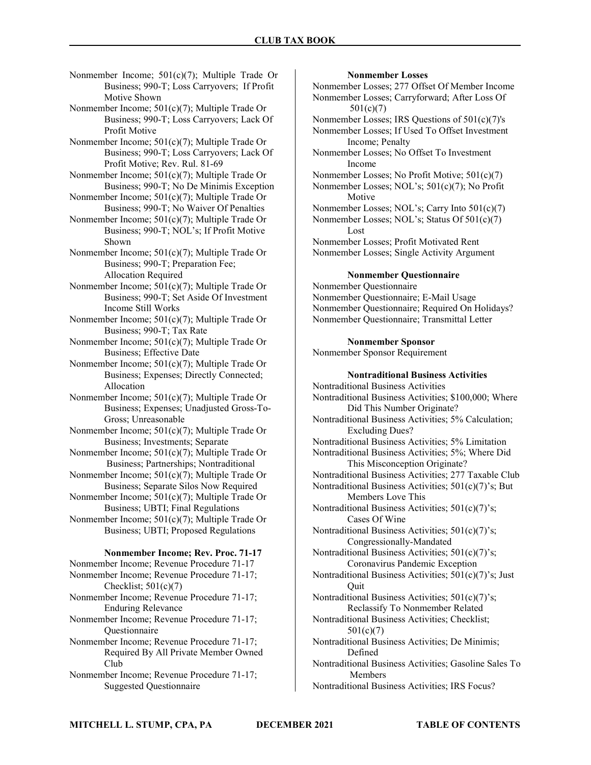Nonmember Income; 501(c)(7); Multiple Trade Or Business; 990-T; Loss Carryovers; If Profit Motive Shown
Nonmember Income; 501(c)(7); Multiple Trade Or Business; 990-T; Loss Carryovers; Lack Of Profit Motive
Nonmember Income; 501(c)(7); Multiple Trade Or Business; 990-T; Loss Carryovers; Lack Of Profit Motive; Rev. Rul. 81-69
Nonmember Income; 501(c)(7); Multiple Trade Or Business; 990-T; No De Minimis Exception
Nonmember Income; 501(c)(7); Multiple Trade Or Business; 990-T; No Waiver Of Penalties
Nonmember Income; 501(c)(7); Multiple Trade Or Business; 990-T; NOL's; If Profit Motive Shown
Nonmember Income; 501(c)(7); Multiple Trade Or Business; 990-T; Preparation Fee; Allocation Required
Nonmember Income; 501(c)(7); Multiple Trade Or Business; 990-T; Set Aside Of Investment Income Still Works
Nonmember Income; 501(c)(7); Multiple Trade Or Business; 990-T; Tax Rate
Nonmember Income; 501(c)(7); Multiple Trade Or Business; Effective Date
Nonmember Income; 501(c)(7); Multiple Trade Or Business; Expenses; Directly Connected; Allocation
Nonmember Income; 501(c)(7); Multiple Trade Or Business; Expenses; Unadjusted Gross-To-Gross; Unreasonable
Nonmember Income; 501(c)(7); Multiple Trade Or Business; Investments; Separate
Nonmember Income; 501(c)(7); Multiple Trade Or Business; Partnerships; Nontraditional
Nonmember Income; 501(c)(7); Multiple Trade Or Business; Separate Silos Now Required
Nonmember Income; 501(c)(7); Multiple Trade Or Business; UBTI; Final Regulations
Nonmember Income; 501(c)(7); Multiple Trade Or Business; UBTI; Proposed Regulations

**Nonmember Income; Rev. Proc. 71-17**

Nonmember Income; Revenue Procedure 71-17
Nonmember Income; Revenue Procedure 71-17; Checklist; 501(c)(7)
Nonmember Income; Revenue Procedure 71-17; Enduring Relevance
Nonmember Income; Revenue Procedure 71-17; Questionnaire
Nonmember Income; Revenue Procedure 71-17; Required By All Private Member Owned Club
Nonmember Income; Revenue Procedure 71-17; Suggested Questionnaire

**Nonmember Losses**

Nonmember Losses; 277 Offset Of Member Income
Nonmember Losses; Carryforward; After Loss Of 501(c)(7)
Nonmember Losses; IRS Questions of 501(c)(7)'s
Nonmember Losses; If Used To Offset Investment Income; Penalty
Nonmember Losses; No Offset To Investment Income
Nonmember Losses; No Profit Motive; 501(c)(7)
Nonmember Losses; NOL's; 501(c)(7); No Profit Motive
Nonmember Losses; NOL's; Carry Into 501(c)(7)
Nonmember Losses; NOL's; Status Of 501(c)(7) Lost
Nonmember Losses; Profit Motivated Rent
Nonmember Losses; Single Activity Argument

**Nonmember Questionnaire**

Nonmember Questionnaire
Nonmember Questionnaire; E-Mail Usage
Nonmember Questionnaire; Required On Holidays?
Nonmember Questionnaire; Transmittal Letter

**Nonmember Sponsor**

Nonmember Sponsor Requirement

**Nontraditional Business Activities**

Nontraditional Business Activities
Nontraditional Business Activities; $100,000; Where Did This Number Originate?
Nontraditional Business Activities; 5% Calculation; Excluding Dues?
Nontraditional Business Activities; 5% Limitation
Nontraditional Business Activities; 5%; Where Did This Misconception Originate?
Nontraditional Business Activities; 277 Taxable Club
Nontraditional Business Activities; 501(c)(7)'s; But Members Love This
Nontraditional Business Activities; 501(c)(7)'s; Cases Of Wine
Nontraditional Business Activities; 501(c)(7)'s; Congressionally-Mandated
Nontraditional Business Activities; 501(c)(7)'s; Coronavirus Pandemic Exception
Nontraditional Business Activities; 501(c)(7)'s; Just Quit
Nontraditional Business Activities; 501(c)(7)'s; Reclassify To Nonmember Related
Nontraditional Business Activities; Checklist; 501(c)(7)
Nontraditional Business Activities; De Minimis; Defined
Nontraditional Business Activities; Gasoline Sales To Members
Nontraditional Business Activities; IRS Focus?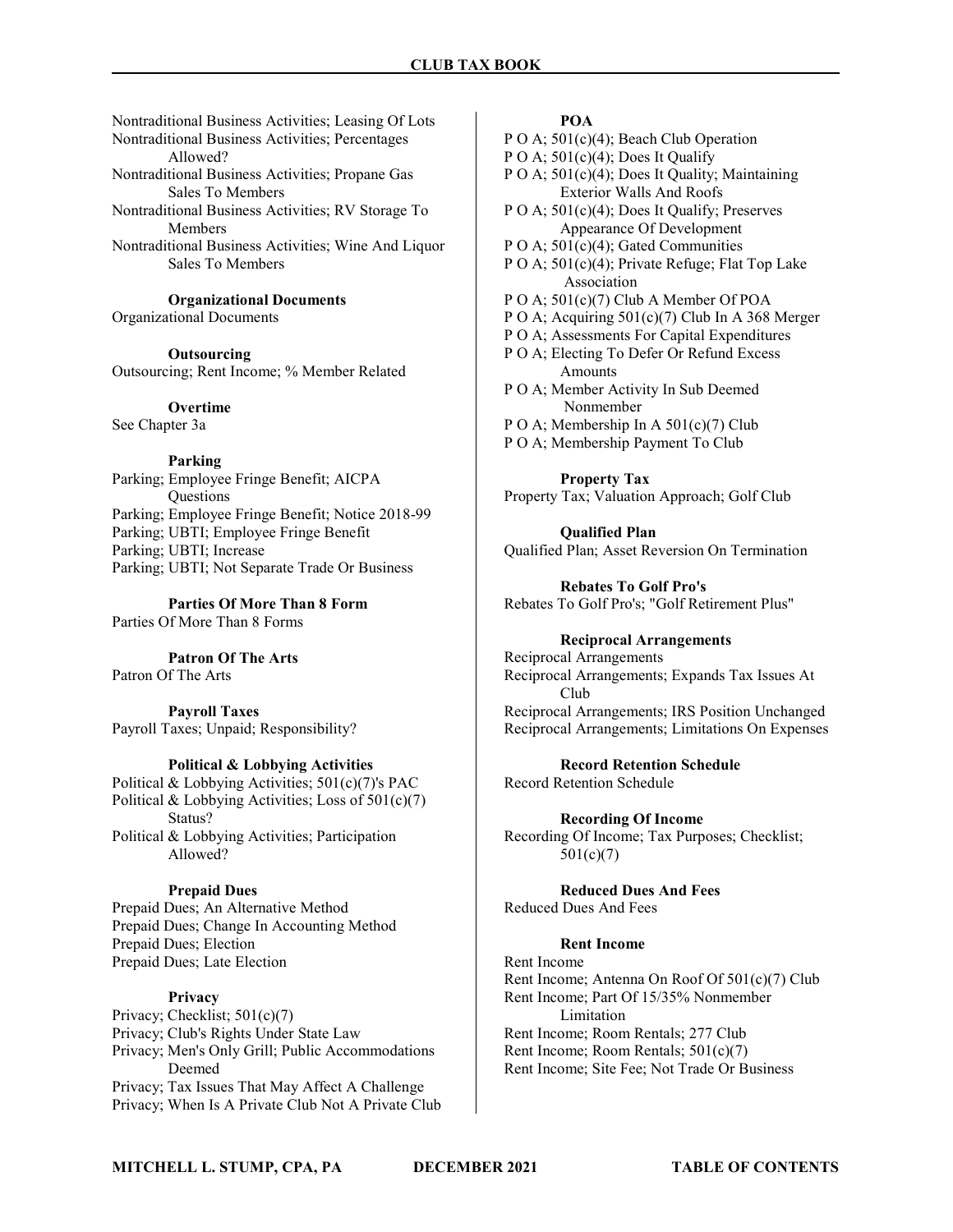Nontraditional Business Activities; Leasing Of Lots
Nontraditional Business Activities; Percentages Allowed?
Nontraditional Business Activities; Propane Gas Sales To Members
Nontraditional Business Activities; RV Storage To Members
Nontraditional Business Activities; Wine And Liquor Sales To Members

**Organizational Documents**

Organizational Documents

**Outsourcing**

Outsourcing; Rent Income; % Member Related

**Overtime**

See Chapter 3a

**Parking**

Parking; Employee Fringe Benefit; AICPA Questions
Parking; Employee Fringe Benefit; Notice 2018-99
Parking; UBTI; Employee Fringe Benefit
Parking; UBTI; Increase
Parking; UBTI; Not Separate Trade Or Business

**Parties Of More Than 8 Form**

Parties Of More Than 8 Forms

**Patron Of The Arts**

Patron Of The Arts

**Payroll Taxes**

Payroll Taxes; Unpaid; Responsibility?

**Political & Lobbying Activities**

Political & Lobbying Activities; 501(c)(7)'s PAC
Political & Lobbying Activities; Loss of 501(c)(7) Status?
Political & Lobbying Activities; Participation Allowed?

**Prepaid Dues**

Prepaid Dues; An Alternative Method
Prepaid Dues; Change In Accounting Method
Prepaid Dues; Election
Prepaid Dues; Late Election

**Privacy**

Privacy; Checklist; 501(c)(7)
Privacy; Club's Rights Under State Law
Privacy; Men's Only Grill; Public Accommodations Deemed
Privacy; Tax Issues That May Affect A Challenge
Privacy; When Is A Private Club Not A Private Club

**POA**

P O A; 501(c)(4); Beach Club Operation
P O A; 501(c)(4); Does It Qualify
P O A; 501(c)(4); Does It Quality; Maintaining Exterior Walls And Roofs
P O A; 501(c)(4); Does It Qualify; Preserves Appearance Of Development
P O A; 501(c)(4); Gated Communities
P O A; 501(c)(4); Private Refuge; Flat Top Lake Association
P O A; 501(c)(7) Club A Member Of POA
P O A; Acquiring 501(c)(7) Club In A 368 Merger
P O A; Assessments For Capital Expenditures
P O A; Electing To Defer Or Refund Excess Amounts
P O A; Member Activity In Sub Deemed Nonmember
P O A; Membership In A 501(c)(7) Club
P O A; Membership Payment To Club

**Property Tax**

Property Tax; Valuation Approach; Golf Club

**Qualified Plan**

Qualified Plan; Asset Reversion On Termination

**Rebates To Golf Pro's**

Rebates To Golf Pro's; "Golf Retirement Plus"

**Reciprocal Arrangements**

Reciprocal Arrangements
Reciprocal Arrangements; Expands Tax Issues At Club
Reciprocal Arrangements; IRS Position Unchanged
Reciprocal Arrangements; Limitations On Expenses

**Record Retention Schedule**

Record Retention Schedule

**Recording Of Income**

Recording Of Income; Tax Purposes; Checklist; 501(c)(7)

**Reduced Dues And Fees**

Reduced Dues And Fees

**Rent Income**

Rent Income
Rent Income; Antenna On Roof Of 501(c)(7) Club
Rent Income; Part Of 15/35% Nonmember Limitation
Rent Income; Room Rentals; 277 Club
Rent Income; Room Rentals; 501(c)(7)
Rent Income; Site Fee; Not Trade Or Business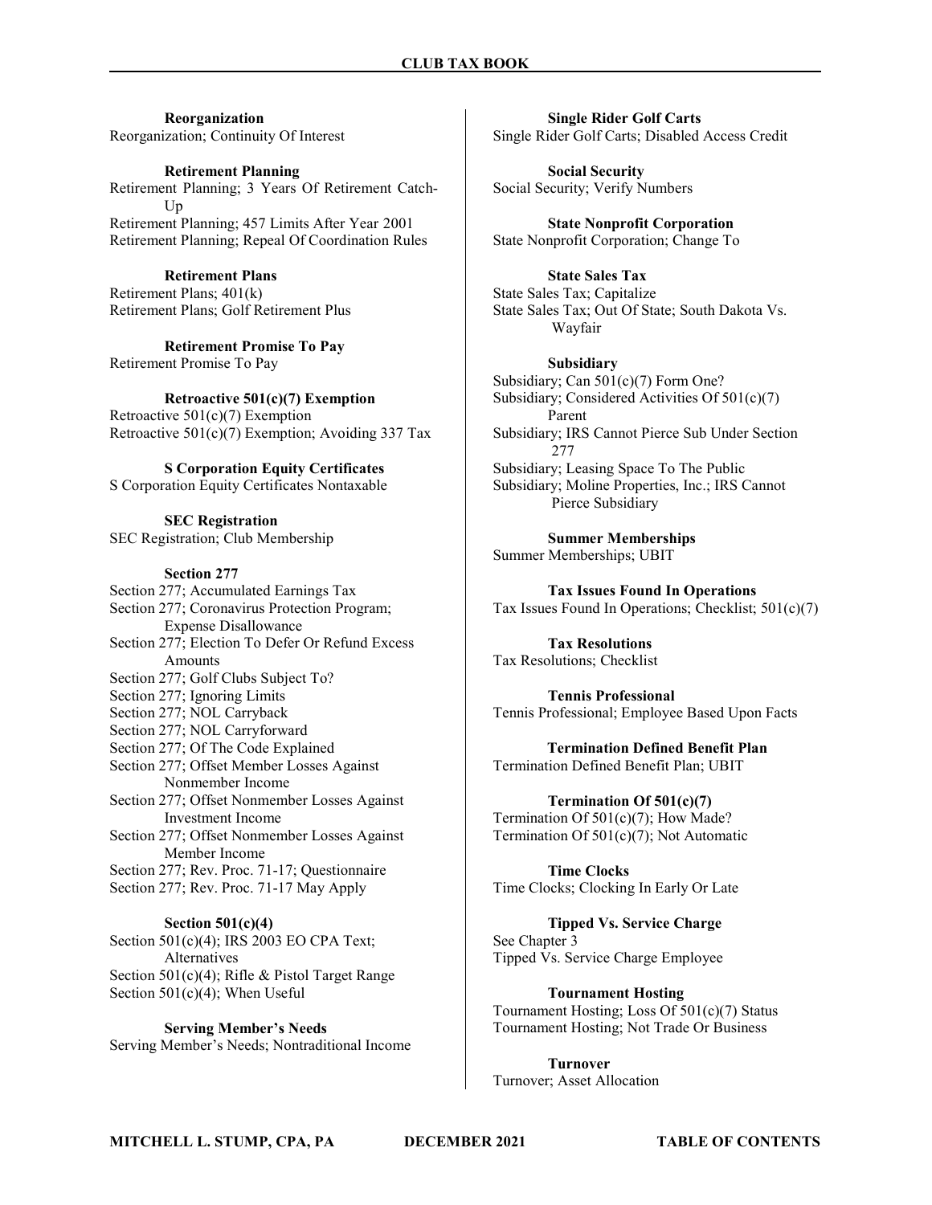**Reorganization**

Reorganization; Continuity Of Interest

**Retirement Planning**

Retirement Planning; 3 Years Of Retirement Catch-Up
Retirement Planning; 457 Limits After Year 2001
Retirement Planning; Repeal Of Coordination Rules

**Retirement Plans**

Retirement Plans; 401(k)
Retirement Plans; Golf Retirement Plus

**Retirement Promise To Pay**

Retirement Promise To Pay

**Retroactive 501(c)(7) Exemption**

Retroactive 501(c)(7) Exemption
Retroactive 501(c)(7) Exemption; Avoiding 337 Tax

**S Corporation Equity Certificates**

S Corporation Equity Certificates Nontaxable

**SEC Registration**

SEC Registration; Club Membership

**Section 277**

Section 277; Accumulated Earnings Tax
Section 277; Coronavirus Protection Program; Expense Disallowance
Section 277; Election To Defer Or Refund Excess Amounts
Section 277; Golf Clubs Subject To?
Section 277; Ignoring Limits
Section 277; NOL Carryback
Section 277; NOL Carryforward
Section 277; Of The Code Explained
Section 277; Offset Member Losses Against Nonmember Income
Section 277; Offset Nonmember Losses Against Investment Income
Section 277; Offset Nonmember Losses Against Member Income
Section 277; Rev. Proc. 71-17; Questionnaire
Section 277; Rev. Proc. 71-17 May Apply

**Section 501(c)(4)**

Section 501(c)(4); IRS 2003 EO CPA Text; Alternatives
Section 501(c)(4); Rifle & Pistol Target Range
Section 501(c)(4); When Useful

**Serving Member's Needs**

Serving Member's Needs; Nontraditional Income

**Single Rider Golf Carts**

Single Rider Golf Carts; Disabled Access Credit

**Social Security**

Social Security; Verify Numbers

**State Nonprofit Corporation**

State Nonprofit Corporation; Change To

**State Sales Tax**

State Sales Tax; Capitalize
State Sales Tax; Out Of State; South Dakota Vs. Wayfair

**Subsidiary**

Subsidiary; Can 501(c)(7) Form One?
Subsidiary; Considered Activities Of 501(c)(7) Parent
Subsidiary; IRS Cannot Pierce Sub Under Section 277
Subsidiary; Leasing Space To The Public
Subsidiary; Moline Properties, Inc.; IRS Cannot Pierce Subsidiary

**Summer Memberships**

Summer Memberships; UBIT

**Tax Issues Found In Operations**

Tax Issues Found In Operations; Checklist; 501(c)(7)

**Tax Resolutions**

Tax Resolutions; Checklist

**Tennis Professional**

Tennis Professional; Employee Based Upon Facts

**Termination Defined Benefit Plan**

Termination Defined Benefit Plan; UBIT

**Termination Of 501(c)(7)**

Termination Of 501(c)(7); How Made?
Termination Of 501(c)(7); Not Automatic

**Time Clocks**

Time Clocks; Clocking In Early Or Late

**Tipped Vs. Service Charge**

See Chapter 3
Tipped Vs. Service Charge Employee

**Tournament Hosting**

Tournament Hosting; Loss Of 501(c)(7) Status
Tournament Hosting; Not Trade Or Business

**Turnover**

Turnover; Asset Allocation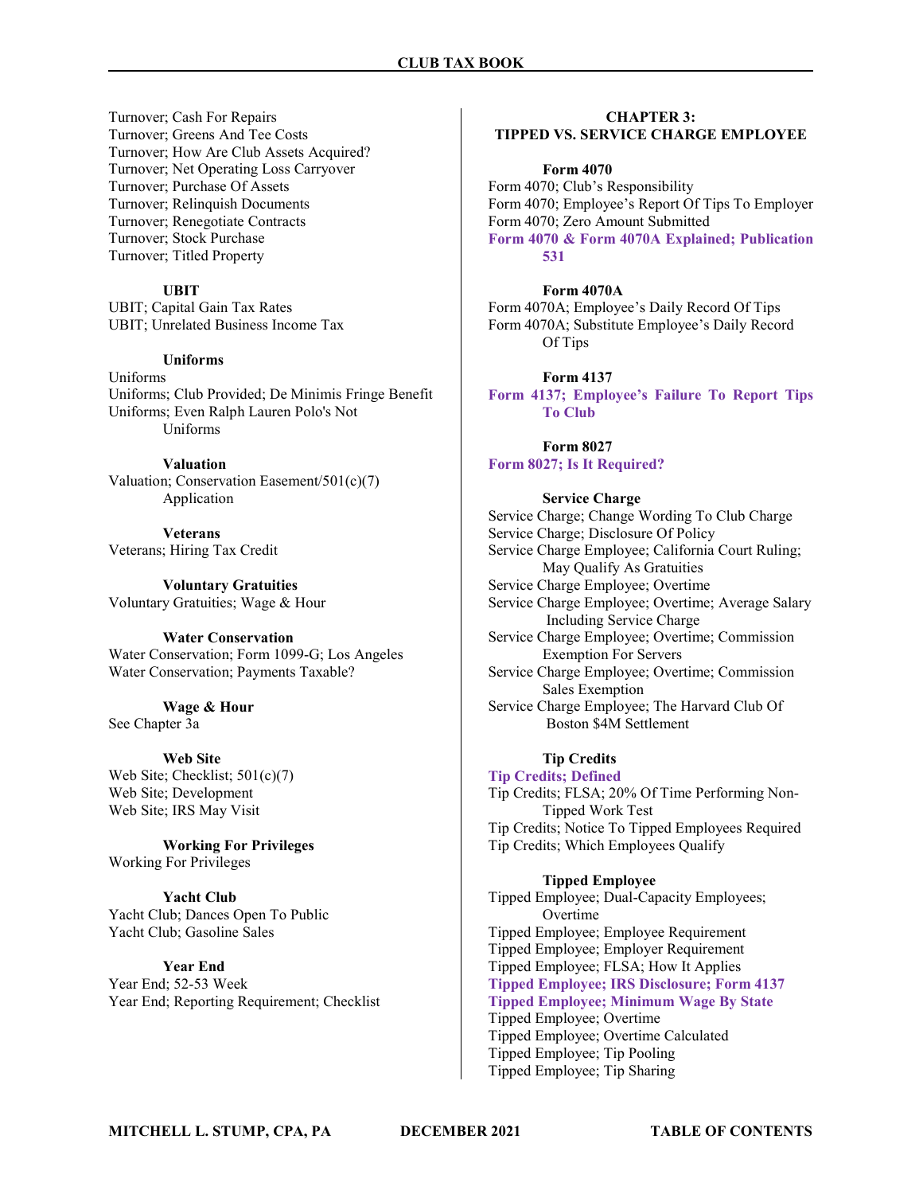Turnover; Cash For Repairs
Turnover; Greens And Tee Costs
Turnover; How Are Club Assets Acquired?
Turnover; Net Operating Loss Carryover
Turnover; Purchase Of Assets
Turnover; Relinquish Documents
Turnover; Renegotiate Contracts
Turnover; Stock Purchase
Turnover; Titled Property

**UBIT**

UBIT; Capital Gain Tax Rates
UBIT; Unrelated Business Income Tax

**Uniforms**

Uniforms
Uniforms; Club Provided; De Minimis Fringe Benefit
Uniforms; Even Ralph Lauren Polo's Not Uniforms

**Valuation**

Valuation; Conservation Easement/501(c)(7) Application

**Veterans**

Veterans; Hiring Tax Credit

**Voluntary Gratuities**

Voluntary Gratuities; Wage & Hour

**Water Conservation**

Water Conservation; Form 1099-G; Los Angeles
Water Conservation; Payments Taxable?

**Wage & Hour**

See Chapter 3a

**Web Site**

Web Site; Checklist; 501(c)(7)
Web Site; Development
Web Site; IRS May Visit

**Working For Privileges**

Working For Privileges

**Yacht Club**

Yacht Club; Dances Open To Public
Yacht Club; Gasoline Sales

**Year End**

Year End; 52-53 Week
Year End; Reporting Requirement; Checklist

## CHAPTER 3: TIPPED VS. SERVICE CHARGE EMPLOYEE

**Form 4070**

Form 4070; Club's Responsibility
Form 4070; Employee's Report Of Tips To Employer
Form 4070; Zero Amount Submitted
**Form 4070 & Form 4070A Explained; Publication 531**

**Form 4070A**

Form 4070A; Employee's Daily Record Of Tips
Form 4070A; Substitute Employee's Daily Record Of Tips

**Form 4137**

**Form 4137; Employee's Failure To Report Tips To Club**

**Form 8027**

**Form 8027; Is It Required?**

**Service Charge**

Service Charge; Change Wording To Club Charge
Service Charge; Disclosure Of Policy
Service Charge Employee; California Court Ruling; May Qualify As Gratuities
Service Charge Employee; Overtime
Service Charge Employee; Overtime; Average Salary Including Service Charge
Service Charge Employee; Overtime; Commission Exemption For Servers
Service Charge Employee; Overtime; Commission Sales Exemption
Service Charge Employee; The Harvard Club Of Boston $4M Settlement

**Tip Credits**

**Tip Credits; Defined**
Tip Credits; FLSA; 20% Of Time Performing Non-Tipped Work Test
Tip Credits; Notice To Tipped Employees Required
Tip Credits; Which Employees Qualify

**Tipped Employee**

Tipped Employee; Dual-Capacity Employees; Overtime
Tipped Employee; Employee Requirement
Tipped Employee; Employer Requirement
Tipped Employee; FLSA; How It Applies
**Tipped Employee; IRS Disclosure; Form 4137**
**Tipped Employee; Minimum Wage By State**
Tipped Employee; Overtime
Tipped Employee; Overtime Calculated
Tipped Employee; Tip Pooling
Tipped Employee; Tip Sharing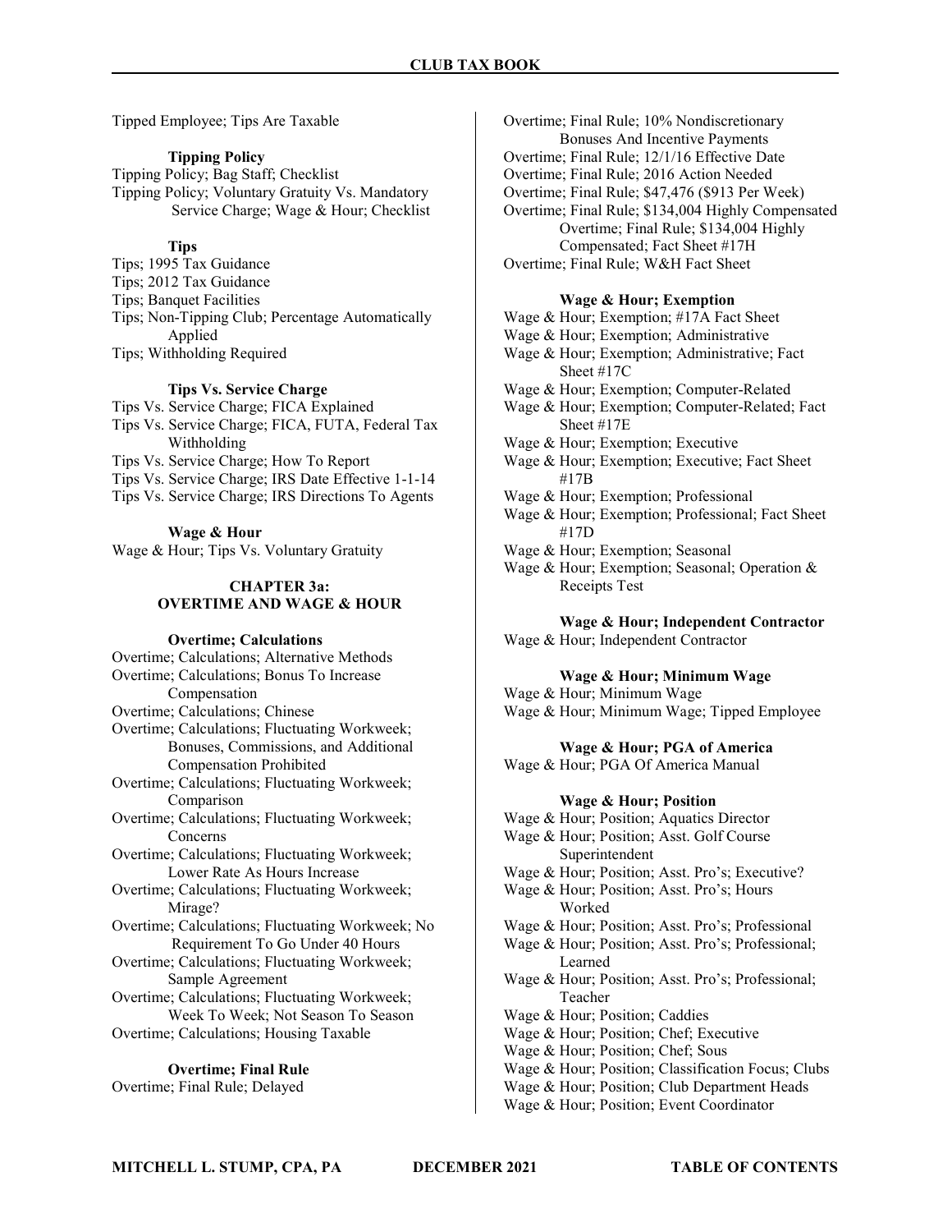Tipped Employee; Tips Are Taxable

**Tipping Policy**

Tipping Policy; Bag Staff; Checklist
Tipping Policy; Voluntary Gratuity Vs. Mandatory Service Charge; Wage & Hour; Checklist

**Tips**

Tips; 1995 Tax Guidance
Tips; 2012 Tax Guidance
Tips; Banquet Facilities
Tips; Non-Tipping Club; Percentage Automatically Applied
Tips; Withholding Required

**Tips Vs. Service Charge**

Tips Vs. Service Charge; FICA Explained
Tips Vs. Service Charge; FICA, FUTA, Federal Tax Withholding
Tips Vs. Service Charge; How To Report
Tips Vs. Service Charge; IRS Date Effective 1-1-14
Tips Vs. Service Charge; IRS Directions To Agents

**Wage & Hour**

Wage & Hour; Tips Vs. Voluntary Gratuity

## CHAPTER 3a: OVERTIME AND WAGE & HOUR

**Overtime; Calculations**

Overtime; Calculations; Alternative Methods
Overtime; Calculations; Bonus To Increase Compensation
Overtime; Calculations; Chinese
Overtime; Calculations; Fluctuating Workweek; Bonuses, Commissions, and Additional Compensation Prohibited
Overtime; Calculations; Fluctuating Workweek; Comparison
Overtime; Calculations; Fluctuating Workweek; Concerns
Overtime; Calculations; Fluctuating Workweek; Lower Rate As Hours Increase
Overtime; Calculations; Fluctuating Workweek; Mirage?
Overtime; Calculations; Fluctuating Workweek; No Requirement To Go Under 40 Hours
Overtime; Calculations; Fluctuating Workweek; Sample Agreement
Overtime; Calculations; Fluctuating Workweek; Week To Week; Not Season To Season
Overtime; Calculations; Housing Taxable

**Overtime; Final Rule**

Overtime; Final Rule; Delayed
Overtime; Final Rule; 10% Nondiscretionary Bonuses And Incentive Payments
Overtime; Final Rule; 12/1/16 Effective Date
Overtime; Final Rule; 2016 Action Needed
Overtime; Final Rule; $47,476 ($913 Per Week)
Overtime; Final Rule; $134,004 Highly Compensated
Overtime; Final Rule; $134,004 Highly Compensated; Fact Sheet #17H
Overtime; Final Rule; W&H Fact Sheet

**Wage & Hour; Exemption**

Wage & Hour; Exemption; #17A Fact Sheet
Wage & Hour; Exemption; Administrative
Wage & Hour; Exemption; Administrative; Fact Sheet #17C
Wage & Hour; Exemption; Computer-Related
Wage & Hour; Exemption; Computer-Related; Fact Sheet #17E
Wage & Hour; Exemption; Executive
Wage & Hour; Exemption; Executive; Fact Sheet #17B
Wage & Hour; Exemption; Professional
Wage & Hour; Exemption; Professional; Fact Sheet #17D
Wage & Hour; Exemption; Seasonal
Wage & Hour; Exemption; Seasonal; Operation & Receipts Test

**Wage & Hour; Independent Contractor**

Wage & Hour; Independent Contractor

**Wage & Hour; Minimum Wage**

Wage & Hour; Minimum Wage
Wage & Hour; Minimum Wage; Tipped Employee

**Wage & Hour; PGA of America**

Wage & Hour; PGA Of America Manual

**Wage & Hour; Position**

Wage & Hour; Position; Aquatics Director
Wage & Hour; Position; Asst. Golf Course Superintendent
Wage & Hour; Position; Asst. Pro's; Executive?
Wage & Hour; Position; Asst. Pro's; Hours Worked
Wage & Hour; Position; Asst. Pro's; Professional
Wage & Hour; Position; Asst. Pro's; Professional; Learned
Wage & Hour; Position; Asst. Pro's; Professional; Teacher
Wage & Hour; Position; Caddies
Wage & Hour; Position; Chef; Executive
Wage & Hour; Position; Chef; Sous
Wage & Hour; Position; Classification Focus; Clubs
Wage & Hour; Position; Club Department Heads
Wage & Hour; Position; Event Coordinator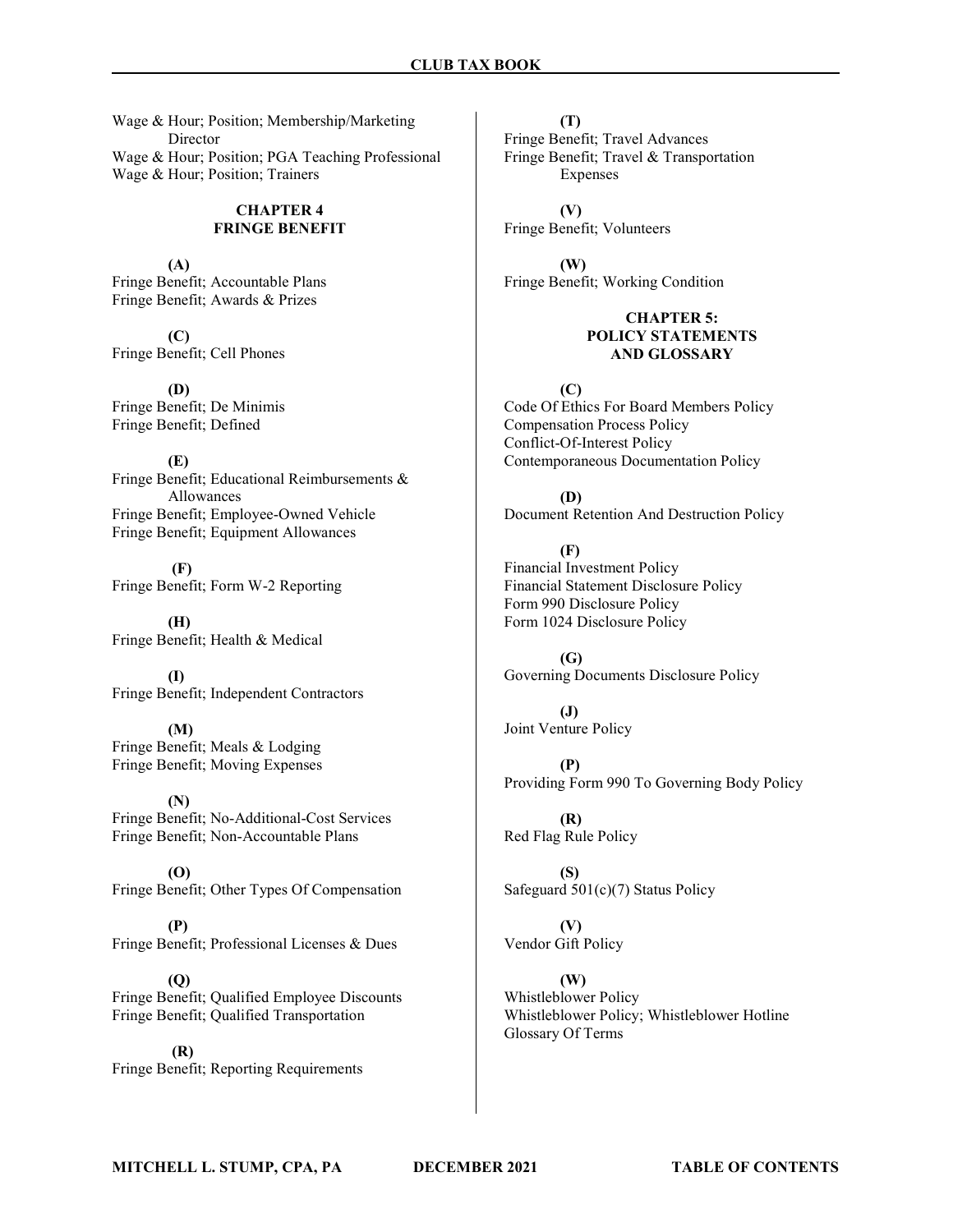Wage & Hour; Position; Membership/Marketing Director
Wage & Hour; Position; PGA Teaching Professional
Wage & Hour; Position; Trainers

## CHAPTER 4
## FRINGE BENEFIT

**(A)**

Fringe Benefit; Accountable Plans
Fringe Benefit; Awards & Prizes

**(C)**

Fringe Benefit; Cell Phones

**(D)**

Fringe Benefit; De Minimis
Fringe Benefit; Defined

**(E)**

Fringe Benefit; Educational Reimbursements & Allowances
Fringe Benefit; Employee-Owned Vehicle
Fringe Benefit; Equipment Allowances

**(F)**

Fringe Benefit; Form W-2 Reporting

**(H)**

Fringe Benefit; Health & Medical

**(I)**

Fringe Benefit; Independent Contractors

**(M)**

Fringe Benefit; Meals & Lodging
Fringe Benefit; Moving Expenses

**(N)**

Fringe Benefit; No-Additional-Cost Services
Fringe Benefit; Non-Accountable Plans

**(O)**

Fringe Benefit; Other Types Of Compensation

**(P)**

Fringe Benefit; Professional Licenses & Dues

**(Q)**

Fringe Benefit; Qualified Employee Discounts
Fringe Benefit; Qualified Transportation

**(R)**

Fringe Benefit; Reporting Requirements

**(T)**

Fringe Benefit; Travel Advances
Fringe Benefit; Travel & Transportation Expenses

**(V)**

Fringe Benefit; Volunteers

**(W)**

Fringe Benefit; Working Condition

## CHAPTER 5:
## POLICY STATEMENTS AND GLOSSARY

**(C)**

Code Of Ethics For Board Members Policy
Compensation Process Policy
Conflict-Of-Interest Policy
Contemporaneous Documentation Policy

**(D)**

Document Retention And Destruction Policy

**(F)**

Financial Investment Policy
Financial Statement Disclosure Policy
Form 990 Disclosure Policy
Form 1024 Disclosure Policy

**(G)**

Governing Documents Disclosure Policy

**(J)**

Joint Venture Policy

**(P)**

Providing Form 990 To Governing Body Policy

**(R)**

Red Flag Rule Policy

**(S)**

Safeguard 501(c)(7) Status Policy

**(V)**

Vendor Gift Policy

**(W)**

Whistleblower Policy
Whistleblower Policy; Whistleblower Hotline
Glossary Of Terms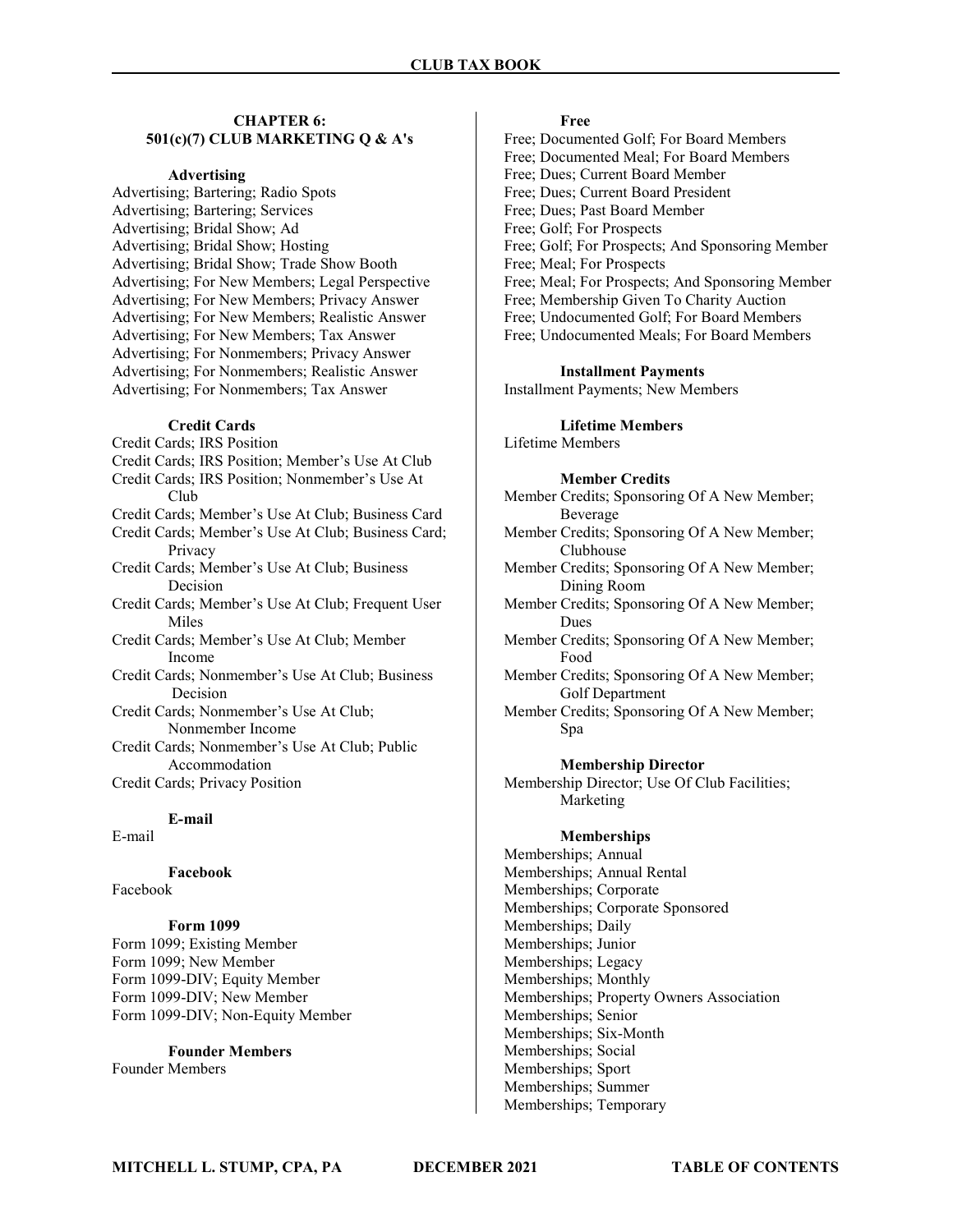## CHAPTER 6: 501(c)(7) CLUB MARKETING Q & A's

### Advertising

Advertising; Bartering; Radio Spots
Advertising; Bartering; Services
Advertising; Bridal Show; Ad
Advertising; Bridal Show; Hosting
Advertising; Bridal Show; Trade Show Booth
Advertising; For New Members; Legal Perspective
Advertising; For New Members; Privacy Answer
Advertising; For New Members; Realistic Answer
Advertising; For New Members; Tax Answer
Advertising; For Nonmembers; Privacy Answer
Advertising; For Nonmembers; Realistic Answer
Advertising; For Nonmembers; Tax Answer

### Credit Cards

Credit Cards; IRS Position
Credit Cards; IRS Position; Member's Use At Club
Credit Cards; IRS Position; Nonmember's Use At Club
Credit Cards; Member's Use At Club; Business Card
Credit Cards; Member's Use At Club; Business Card; Privacy
Credit Cards; Member's Use At Club; Business Decision
Credit Cards; Member's Use At Club; Frequent User Miles
Credit Cards; Member's Use At Club; Member Income
Credit Cards; Nonmember's Use At Club; Business Decision
Credit Cards; Nonmember's Use At Club; Nonmember Income
Credit Cards; Nonmember's Use At Club; Public Accommodation
Credit Cards; Privacy Position

### E-mail

E-mail

### Facebook

Facebook

### Form 1099

Form 1099; Existing Member
Form 1099; New Member
Form 1099-DIV; Equity Member
Form 1099-DIV; New Member
Form 1099-DIV; Non-Equity Member

### Founder Members

Founder Members

### Free

Free; Documented Golf; For Board Members
Free; Documented Meal; For Board Members
Free; Dues; Current Board Member
Free; Dues; Current Board President
Free; Dues; Past Board Member
Free; Golf; For Prospects
Free; Golf; For Prospects; And Sponsoring Member
Free; Meal; For Prospects
Free; Meal; For Prospects; And Sponsoring Member
Free; Membership Given To Charity Auction
Free; Undocumented Golf; For Board Members
Free; Undocumented Meals; For Board Members

### Installment Payments

Installment Payments; New Members

### Lifetime Members

Lifetime Members

### Member Credits

Member Credits; Sponsoring Of A New Member; Beverage
Member Credits; Sponsoring Of A New Member; Clubhouse
Member Credits; Sponsoring Of A New Member; Dining Room
Member Credits; Sponsoring Of A New Member; Dues
Member Credits; Sponsoring Of A New Member; Food
Member Credits; Sponsoring Of A New Member; Golf Department
Member Credits; Sponsoring Of A New Member; Spa

### Membership Director

Membership Director; Use Of Club Facilities; Marketing

### Memberships

Memberships; Annual
Memberships; Annual Rental
Memberships; Corporate
Memberships; Corporate Sponsored
Memberships; Daily
Memberships; Junior
Memberships; Legacy
Memberships; Monthly
Memberships; Property Owners Association
Memberships; Senior
Memberships; Six-Month
Memberships; Social
Memberships; Sport
Memberships; Summer
Memberships; Temporary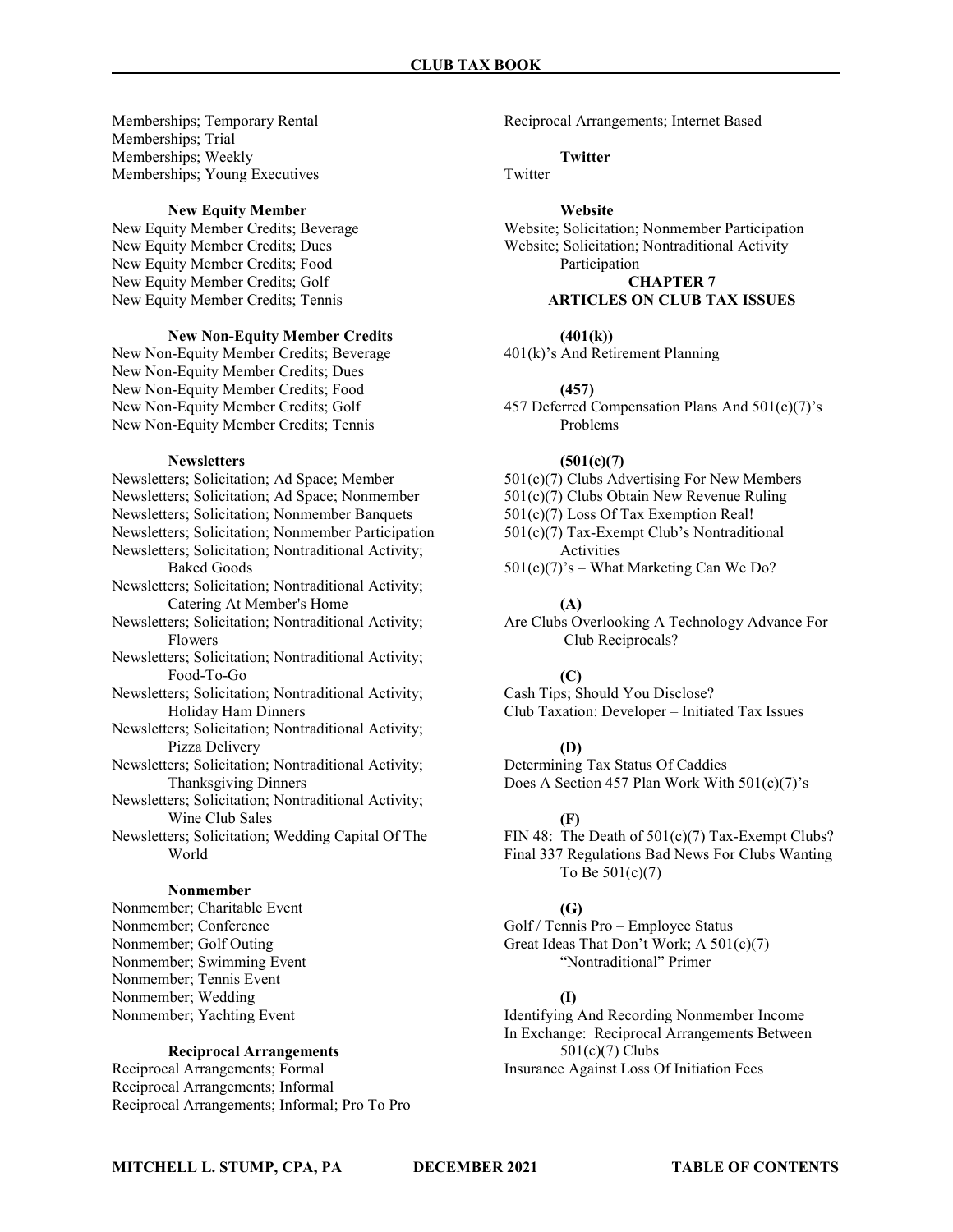Memberships; Temporary Rental
Memberships; Trial
Memberships; Weekly
Memberships; Young Executives

**New Equity Member**

New Equity Member Credits; Beverage
New Equity Member Credits; Dues
New Equity Member Credits; Food
New Equity Member Credits; Golf
New Equity Member Credits; Tennis

**New Non-Equity Member Credits**

New Non-Equity Member Credits; Beverage
New Non-Equity Member Credits; Dues
New Non-Equity Member Credits; Food
New Non-Equity Member Credits; Golf
New Non-Equity Member Credits; Tennis

**Newsletters**

Newsletters; Solicitation; Ad Space; Member
Newsletters; Solicitation; Ad Space; Nonmember
Newsletters; Solicitation; Nonmember Banquets
Newsletters; Solicitation; Nonmember Participation
Newsletters; Solicitation; Nontraditional Activity; Baked Goods
Newsletters; Solicitation; Nontraditional Activity; Catering At Member's Home
Newsletters; Solicitation; Nontraditional Activity; Flowers
Newsletters; Solicitation; Nontraditional Activity; Food-To-Go
Newsletters; Solicitation; Nontraditional Activity; Holiday Ham Dinners
Newsletters; Solicitation; Nontraditional Activity; Pizza Delivery
Newsletters; Solicitation; Nontraditional Activity; Thanksgiving Dinners
Newsletters; Solicitation; Nontraditional Activity; Wine Club Sales
Newsletters; Solicitation; Wedding Capital Of The World

**Nonmember**

Nonmember; Charitable Event
Nonmember; Conference
Nonmember; Golf Outing
Nonmember; Swimming Event
Nonmember; Tennis Event
Nonmember; Wedding
Nonmember; Yachting Event

**Reciprocal Arrangements**

Reciprocal Arrangements; Formal
Reciprocal Arrangements; Informal
Reciprocal Arrangements; Informal; Pro To Pro
Reciprocal Arrangements; Internet Based

**Twitter**

Twitter

**Website**

Website; Solicitation; Nonmember Participation
Website; Solicitation; Nontraditional Activity Participation

## CHAPTER 7
## ARTICLES ON CLUB TAX ISSUES

**(401(k))**

401(k)'s And Retirement Planning

**(457)**

457 Deferred Compensation Plans And 501(c)(7)'s Problems

**(501(c)(7)**

501(c)(7) Clubs Advertising For New Members
501(c)(7) Clubs Obtain New Revenue Ruling
501(c)(7) Loss Of Tax Exemption Real!
501(c)(7) Tax-Exempt Club's Nontraditional Activities
501(c)(7)'s – What Marketing Can We Do?

**(A)**

Are Clubs Overlooking A Technology Advance For Club Reciprocals?

**(C)**

Cash Tips; Should You Disclose?
Club Taxation: Developer – Initiated Tax Issues

**(D)**

Determining Tax Status Of Caddies
Does A Section 457 Plan Work With 501(c)(7)'s

**(F)**

FIN 48: The Death of 501(c)(7) Tax-Exempt Clubs?
Final 337 Regulations Bad News For Clubs Wanting To Be 501(c)(7)

**(G)**

Golf / Tennis Pro – Employee Status
Great Ideas That Don't Work; A 501(c)(7) "Nontraditional" Primer

**(I)**

Identifying And Recording Nonmember Income
In Exchange: Reciprocal Arrangements Between 501(c)(7) Clubs
Insurance Against Loss Of Initiation Fees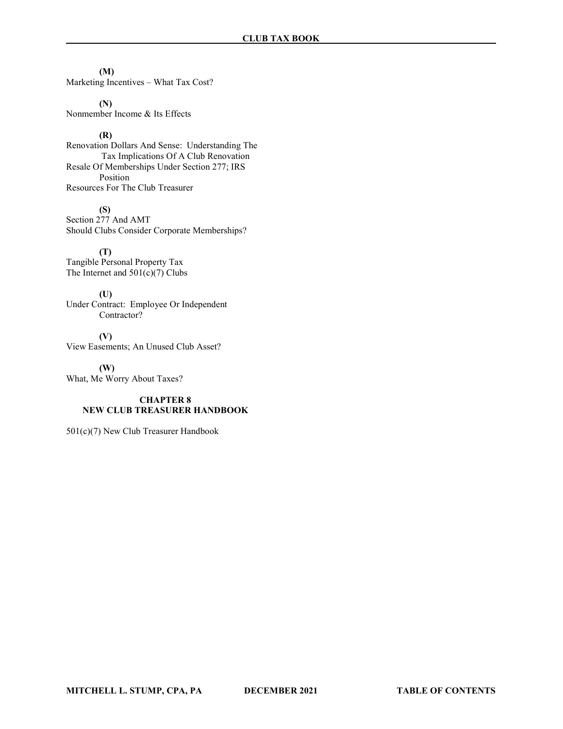**(M)**

Marketing Incentives – What Tax Cost?

**(N)**

Nonmember Income & Its Effects

**(R)**

Renovation Dollars And Sense: Understanding The Tax Implications Of A Club Renovation

Resale Of Memberships Under Section 277; IRS Position

Resources For The Club Treasurer

**(S)**

Section 277 And AMT

Should Clubs Consider Corporate Memberships?

**(T)**

Tangible Personal Property Tax

The Internet and 501(c)(7) Clubs

**(U)**

Under Contract: Employee Or Independent Contractor?

**(V)**

View Easements; An Unused Club Asset?

**(W)**

What, Me Worry About Taxes?

## CHAPTER 8
## NEW CLUB TREASURER HANDBOOK

501(c)(7) New Club Treasurer Handbook